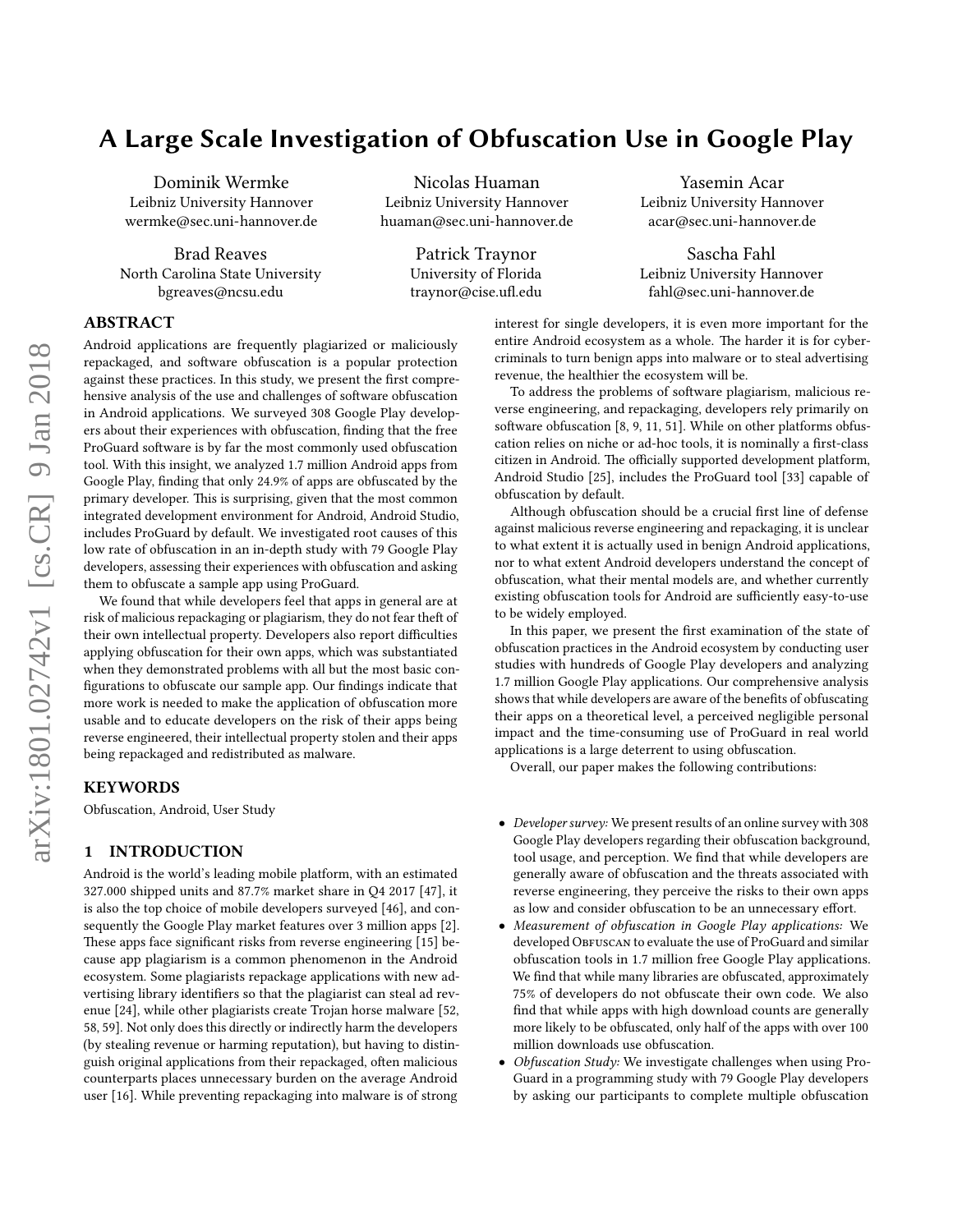# A Large Scale Investigation of Obfuscation Use in Google Play

Dominik Wermke
Leibniz University Hannover
wermke@sec.uni-hannover.de

Nicolas Huaman
Leibniz University Hannover
huaman@sec.uni-hannover.de

Yasemin Acar
Leibniz University Hannover
acar@sec.uni-hannover.de

Brad Reaves
North Carolina State University
bgreaves@ncsu.edu

Patrick Traynor
University of Florida
traynor@cise.ufl.edu

Sascha Fahl
Leibniz University Hannover
fahl@sec.uni-hannover.de

## ABSTRACT

Android applications are frequently plagiarized or maliciously repackaged, and software obfuscation is a popular protection against these practices. In this study, we present the first comprehensive analysis of the use and challenges of software obfuscation in Android applications. We surveyed 308 Google Play developers about their experiences with obfuscation, finding that the free ProGuard software is by far the most commonly used obfuscation tool. With this insight, we analyzed 1.7 million Android apps from Google Play, finding that only 24.9% of apps are obfuscated by the primary developer. This is surprising, given that the most common integrated development environment for Android, Android Studio, includes ProGuard by default. We investigated root causes of this low rate of obfuscation in an in-depth study with 79 Google Play developers, assessing their experiences with obfuscation and asking them to obfuscate a sample app using ProGuard.

We found that while developers feel that apps in general are at risk of malicious repackaging or plagiarism, they do not fear theft of their own intellectual property. Developers also report difficulties applying obfuscation for their own apps, which was substantiated when they demonstrated problems with all but the most basic configurations to obfuscate our sample app. Our findings indicate that more work is needed to make the application of obfuscation more usable and to educate developers on the risk of their apps being reverse engineered, their intellectual property stolen and their apps being repackaged and redistributed as malware.

## KEYWORDS

Obfuscation, Android, User Study

## 1 INTRODUCTION

Android is the world's leading mobile platform, with an estimated 327.000 shipped units and 87.7% market share in Q4 2017 [47], it is also the top choice of mobile developers surveyed [46], and consequently the Google Play market features over 3 million apps [2]. These apps face significant risks from reverse engineering [15] because app plagiarism is a common phenomenon in the Android ecosystem. Some plagiarists repackage applications with new advertising library identifiers so that the plagiarist can steal ad revenue [24], while other plagiarists create Trojan horse malware [52, 58, 59]. Not only does this directly or indirectly harm the developers (by stealing revenue or harming reputation), but having to distinguish original applications from their repackaged, often malicious counterparts places unnecessary burden on the average Android user [16]. While preventing repackaging into malware is of strong interest for single developers, it is even more important for the entire Android ecosystem as a whole. The harder it is for cybercriminals to turn benign apps into malware or to steal advertising revenue, the healthier the ecosystem will be.

To address the problems of software plagiarism, malicious reverse engineering, and repackaging, developers rely primarily on software obfuscation [8, 9, 11, 51]. While on other platforms obfuscation relies on niche or ad-hoc tools, it is nominally a first-class citizen in Android. The officially supported development platform, Android Studio [25], includes the ProGuard tool [33] capable of obfuscation by default.

Although obfuscation should be a crucial first line of defense against malicious reverse engineering and repackaging, it is unclear to what extent it is actually used in benign Android applications, nor to what extent Android developers understand the concept of obfuscation, what their mental models are, and whether currently existing obfuscation tools for Android are sufficiently easy-to-use to be widely employed.

In this paper, we present the first examination of the state of obfuscation practices in the Android ecosystem by conducting user studies with hundreds of Google Play developers and analyzing 1.7 million Google Play applications. Our comprehensive analysis shows that while developers are aware of the benefits of obfuscating their apps on a theoretical level, a perceived negligible personal impact and the time-consuming use of ProGuard in real world applications is a large deterrent to using obfuscation.

Overall, our paper makes the following contributions:

- *Developer survey:* We present results of an online survey with 308 Google Play developers regarding their obfuscation background, tool usage, and perception. We find that while developers are generally aware of obfuscation and the threats associated with reverse engineering, they perceive the risks to their own apps as low and consider obfuscation to be an unnecessary effort.
- *Measurement of obfuscation in Google Play applications:* We developed Obfuscan to evaluate the use of ProGuard and similar obfuscation tools in 1.7 million free Google Play applications. We find that while many libraries are obfuscated, approximately 75% of developers do not obfuscate their own code. We also find that while apps with high download counts are generally more likely to be obfuscated, only half of the apps with over 100 million downloads use obfuscation.
- *Obfuscation Study:* We investigate challenges when using ProGuard in a programming study with 79 Google Play developers by asking our participants to complete multiple obfuscation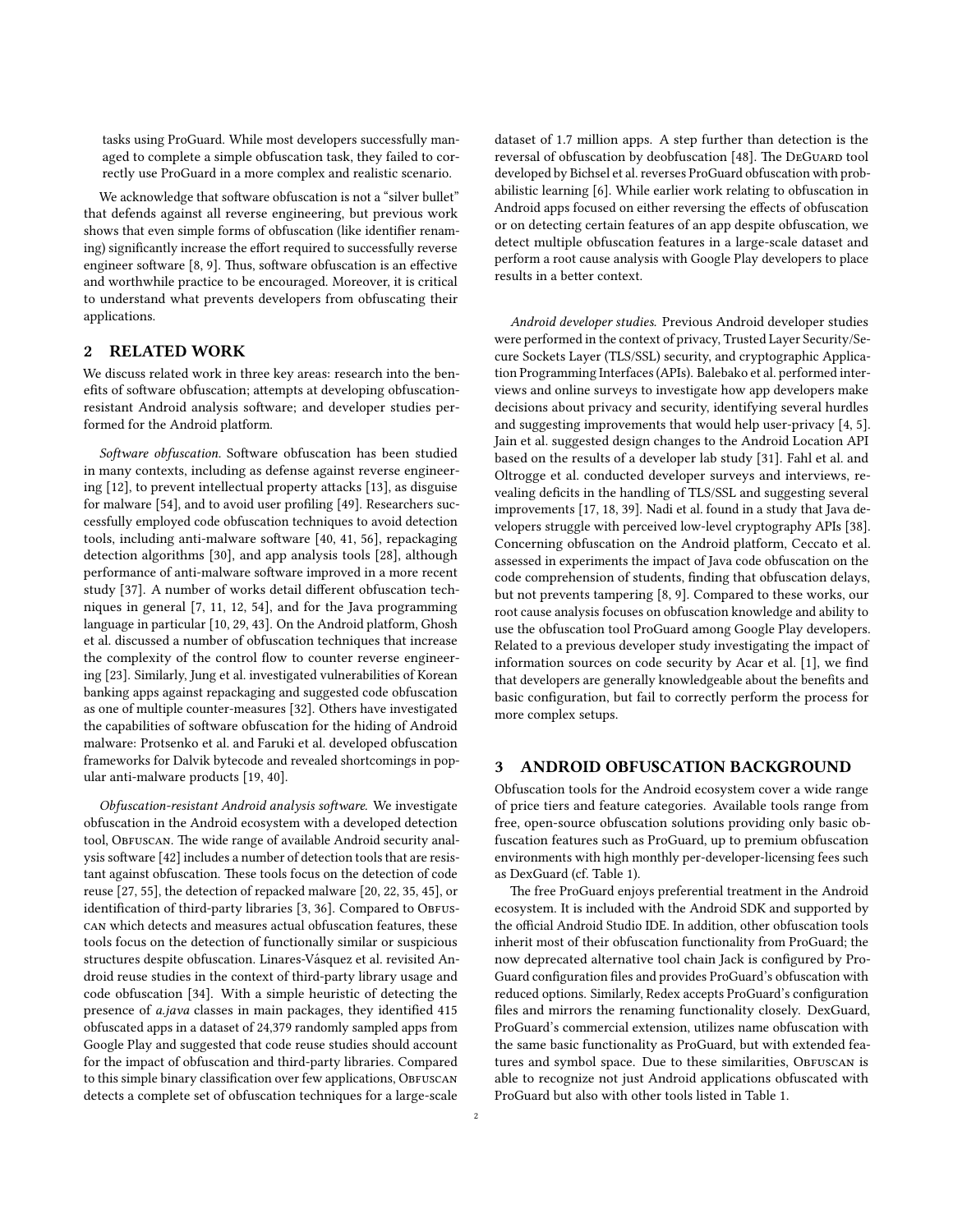tasks using ProGuard. While most developers successfully managed to complete a simple obfuscation task, they failed to correctly use ProGuard in a more complex and realistic scenario.

We acknowledge that software obfuscation is not a "silver bullet" that defends against all reverse engineering, but previous work shows that even simple forms of obfuscation (like identifier renaming) significantly increase the effort required to successfully reverse engineer software [8, 9]. Thus, software obfuscation is an effective and worthwhile practice to be encouraged. Moreover, it is critical to understand what prevents developers from obfuscating their applications.

## 2 RELATED WORK

We discuss related work in three key areas: research into the benefits of software obfuscation; attempts at developing obfuscation-resistant Android analysis software; and developer studies performed for the Android platform.

*Software obfuscation.* Software obfuscation has been studied in many contexts, including as defense against reverse engineering [12], to prevent intellectual property attacks [13], as disguise for malware [54], and to avoid user profiling [49]. Researchers successfully employed code obfuscation techniques to avoid detection tools, including anti-malware software [40, 41, 56], repackaging detection algorithms [30], and app analysis tools [28], although performance of anti-malware software improved in a more recent study [37]. A number of works detail different obfuscation techniques in general [7, 11, 12, 54], and for the Java programming language in particular [10, 29, 43]. On the Android platform, Ghosh et al. discussed a number of obfuscation techniques that increase the complexity of the control flow to counter reverse engineering [23]. Similarly, Jung et al. investigated vulnerabilities of Korean banking apps against repackaging and suggested code obfuscation as one of multiple counter-measures [32]. Others have investigated the capabilities of software obfuscation for the hiding of Android malware: Protsenko et al. and Faruki et al. developed obfuscation frameworks for Dalvik bytecode and revealed shortcomings in popular anti-malware products [19, 40].

*Obfuscation-resistant Android analysis software.* We investigate obfuscation in the Android ecosystem with a developed detection tool, Obfuscan. The wide range of available Android security analysis software [42] includes a number of detection tools that are resistant against obfuscation. These tools focus on the detection of code reuse [27, 55], the detection of repacked malware [20, 22, 35, 45], or identification of third-party libraries [3, 36]. Compared to Obfuscan which detects and measures actual obfuscation features, these tools focus on the detection of functionally similar or suspicious structures despite obfuscation. Linares-Vásquez et al. revisited Android reuse studies in the context of third-party library usage and code obfuscation [34]. With a simple heuristic of detecting the presence of *a.java* classes in main packages, they identified 415 obfuscated apps in a dataset of 24,379 randomly sampled apps from Google Play and suggested that code reuse studies should account for the impact of obfuscation and third-party libraries. Compared to this simple binary classification over few applications, Obfuscan detects a complete set of obfuscation techniques for a large-scale dataset of 1.7 million apps. A step further than detection is the reversal of obfuscation by deobfuscation [48]. The DeGuard tool developed by Bichsel et al. reverses ProGuard obfuscation with probabilistic learning [6]. While earlier work relating to obfuscation in Android apps focused on either reversing the effects of obfuscation or on detecting certain features of an app despite obfuscation, we detect multiple obfuscation features in a large-scale dataset and perform a root cause analysis with Google Play developers to place results in a better context.

*Android developer studies.* Previous Android developer studies were performed in the context of privacy, Trusted Layer Security/Secure Sockets Layer (TLS/SSL) security, and cryptographic Application Programming Interfaces (APIs). Balebako et al. performed interviews and online surveys to investigate how app developers make decisions about privacy and security, identifying several hurdles and suggesting improvements that would help user-privacy [4, 5]. Jain et al. suggested design changes to the Android Location API based on the results of a developer lab study [31]. Fahl et al. and Oltrogge et al. conducted developer surveys and interviews, revealing deficits in the handling of TLS/SSL and suggesting several improvements [17, 18, 39]. Nadi et al. found in a study that Java developers struggle with perceived low-level cryptography APIs [38]. Concerning obfuscation on the Android platform, Ceccato et al. assessed in experiments the impact of Java code obfuscation on the code comprehension of students, finding that obfuscation delays, but not prevents tampering [8, 9]. Compared to these works, our root cause analysis focuses on obfuscation knowledge and ability to use the obfuscation tool ProGuard among Google Play developers. Related to a previous developer study investigating the impact of information sources on code security by Acar et al. [1], we find that developers are generally knowledgeable about the benefits and basic configuration, but fail to correctly perform the process for more complex setups.

## 3 ANDROID OBFUSCATION BACKGROUND

Obfuscation tools for the Android ecosystem cover a wide range of price tiers and feature categories. Available tools range from free, open-source obfuscation solutions providing only basic obfuscation features such as ProGuard, up to premium obfuscation environments with high monthly per-developer-licensing fees such as DexGuard (cf. Table 1).

The free ProGuard enjoys preferential treatment in the Android ecosystem. It is included with the Android SDK and supported by the official Android Studio IDE. In addition, other obfuscation tools inherit most of their obfuscation functionality from ProGuard; the now deprecated alternative tool chain Jack is configured by ProGuard configuration files and provides ProGuard's obfuscation with reduced options. Similarly, Redex accepts ProGuard's configuration files and mirrors the renaming functionality closely. DexGuard, ProGuard's commercial extension, utilizes name obfuscation with the same basic functionality as ProGuard, but with extended features and symbol space. Due to these similarities, Obfuscan is able to recognize not just Android applications obfuscated with ProGuard but also with other tools listed in Table 1.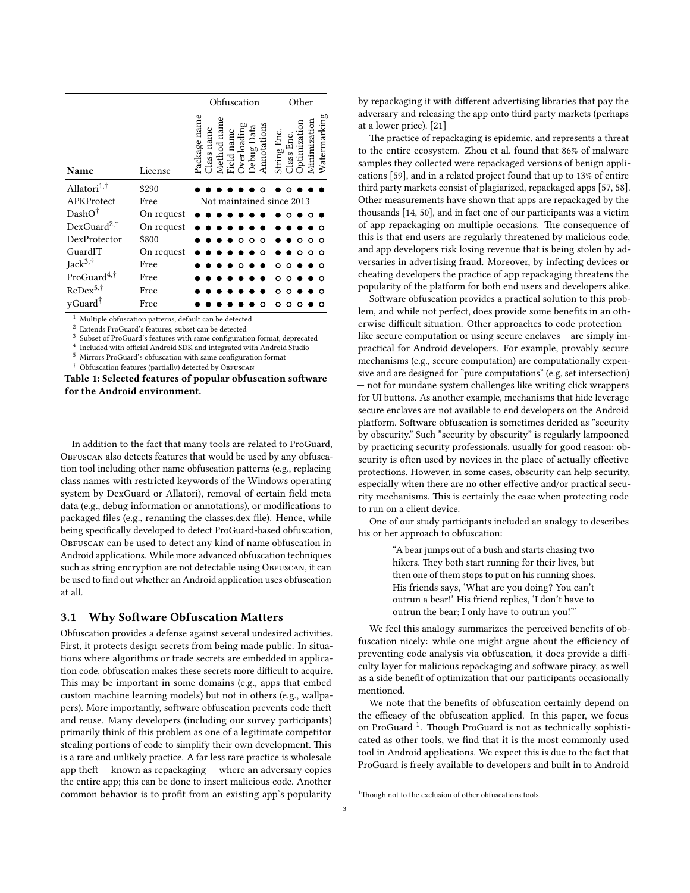| Name | License | Package name | Class name | Method name | Field name | Overloading | Debug Data | Annotations | String Enc. | Class Enc. | Optimization | Minimization | Watermarking |
|---|---|---|---|---|---|---|---|---|---|---|---|---|---|
| | | Obfuscation | | | | | | | Other | | | | |
| Allatori[1,†] | $290 | ● | ● | ● | ● | ● | ● | ○ | ● | ○ | ● | ● | ● |
| APKProtect | Free | Not maintained since 2013 | | | | | | | | | | | |
| DashO[†] | On request | ● | ● | ● | ● | ● | ● | ● | ● | ○ | ● | ○ | ● |
| DexGuard[2,†] | On request | ● | ● | ● | ● | ● | ● | ● | ● | ● | ● | ● | ○ |
| DexProtector | $800 | ● | ● | ● | ● | ○ | ○ | ○ | ● | ● | ○ | ○ | ○ |
| GuardIT | On request | ● | ● | ● | ● | ● | ● | ○ | ● | ● | ○ | ○ | ○ |
| Jack[3,†] | Free | ● | ● | ● | ● | ○ | ● | ● | ○ | ○ | ● | ● | ○ |
| ProGuard[4,†] | Free | ● | ● | ● | ● | ● | ● | ● | ○ | ○ | ● | ● | ○ |
| ReDex[5,†] | Free | ● | ● | ● | ● | ● | ● | ● | ○ | ○ | ● | ● | ○ |
| yGuard[†] | Free | ● | ● | ● | ● | ● | ● | ○ | ○ | ○ | ○ | ● | ○ |

[1] Multiple obfuscation patterns, default can be detected
[2] Extends ProGuard's features, subset can be detected
[3] Subset of ProGuard's features with same configuration format, deprecated
[4] Included with official Android SDK and integrated with Android Studio
[5] Mirrors ProGuard's obfuscation with same configuration format
[†] Obfuscation features (partially) detected by Obfuscan

**Table 1: Selected features of popular obfuscation software for the Android environment.**

In addition to the fact that many tools are related to ProGuard, Obfuscan also detects features that would be used by any obfuscation tool including other name obfuscation patterns (e.g., replacing class names with restricted keywords of the Windows operating system by DexGuard or Allatori), removal of certain field meta data (e.g., debug information or annotations), or modifications to packaged files (e.g., renaming the classes.dex file). Hence, while being specifically developed to detect ProGuard-based obfuscation, Obfuscan can be used to detect any kind of name obfuscation in Android applications. While more advanced obfuscation techniques such as string encryption are not detectable using Obfuscan, it can be used to find out whether an Android application uses obfuscation at all.

### 3.1 Why Software Obfuscation Matters

Obfuscation provides a defense against several undesired activities. First, it protects design secrets from being made public. In situations where algorithms or trade secrets are embedded in application code, obfuscation makes these secrets more difficult to acquire. This may be important in some domains (e.g., apps that embed custom machine learning models) but not in others (e.g., wallpapers). More importantly, software obfuscation prevents code theft and reuse. Many developers (including our survey participants) primarily think of this problem as one of a legitimate competitor stealing portions of code to simplify their own development. This is a rare and unlikely practice. A far less rare practice is wholesale app theft — known as repackaging — where an adversary copies the entire app; this can be done to insert malicious code. Another common behavior is to profit from an existing app's popularity by repackaging it with different advertising libraries that pay the adversary and releasing the app onto third party markets (perhaps at a lower price). [21]

The practice of repackaging is epidemic, and represents a threat to the entire ecosystem. Zhou et al. found that 86% of malware samples they collected were repackaged versions of benign applications [59], and in a related project found that up to 13% of entire third party markets consist of plagiarized, repackaged apps [57, 58]. Other measurements have shown that apps are repackaged by the thousands [14, 50], and in fact one of our participants was a victim of app repackaging on multiple occasions. The consequence of this is that end users are regularly threatened by malicious code, and app developers risk losing revenue that is being stolen by adversaries in advertising fraud. Moreover, by infecting devices or cheating developers the practice of app repackaging threatens the popularity of the platform for both end users and developers alike.

Software obfuscation provides a practical solution to this problem, and while not perfect, does provide some benefits in an otherwise difficult situation. Other approaches to code protection – like secure computation or using secure enclaves – are simply impractical for Android developers. For example, provably secure mechanisms (e.g., secure computation) are computationally expensive and are designed for "pure computations" (e.g, set intersection) — not for mundane system challenges like writing click wrappers for UI buttons. As another example, mechanisms that hide leverage secure enclaves are not available to end developers on the Android platform. Software obfuscation is sometimes derided as "security by obscurity." Such "security by obscurity" is regularly lampooned by practicing security professionals, usually for good reason: obscurity is often used by novices in the place of actually effective protections. However, in some cases, obscurity can help security, especially when there are no other effective and/or practical security mechanisms. This is certainly the case when protecting code to run on a client device.

One of our study participants included an analogy to describes his or her approach to obfuscation:

> "A bear jumps out of a bush and starts chasing two hikers. They both start running for their lives, but then one of them stops to put on his running shoes. His friends says, 'What are you doing? You can't outrun a bear!' His friend replies, 'I don't have to outrun the bear; I only have to outrun you!"'

We feel this analogy summarizes the perceived benefits of obfuscation nicely: while one might argue about the efficiency of preventing code analysis via obfuscation, it does provide a difficulty layer for malicious repackaging and software piracy, as well as a side benefit of optimization that our participants occasionally mentioned.

We note that the benefits of obfuscation certainly depend on the efficacy of the obfuscation applied. In this paper, we focus on ProGuard [1]. Though ProGuard is not as technically sophisticated as other tools, we find that it is the most commonly used tool in Android applications. We expect this is due to the fact that ProGuard is freely available to developers and built in to Android

[1] Though not to the exclusion of other obfuscations tools.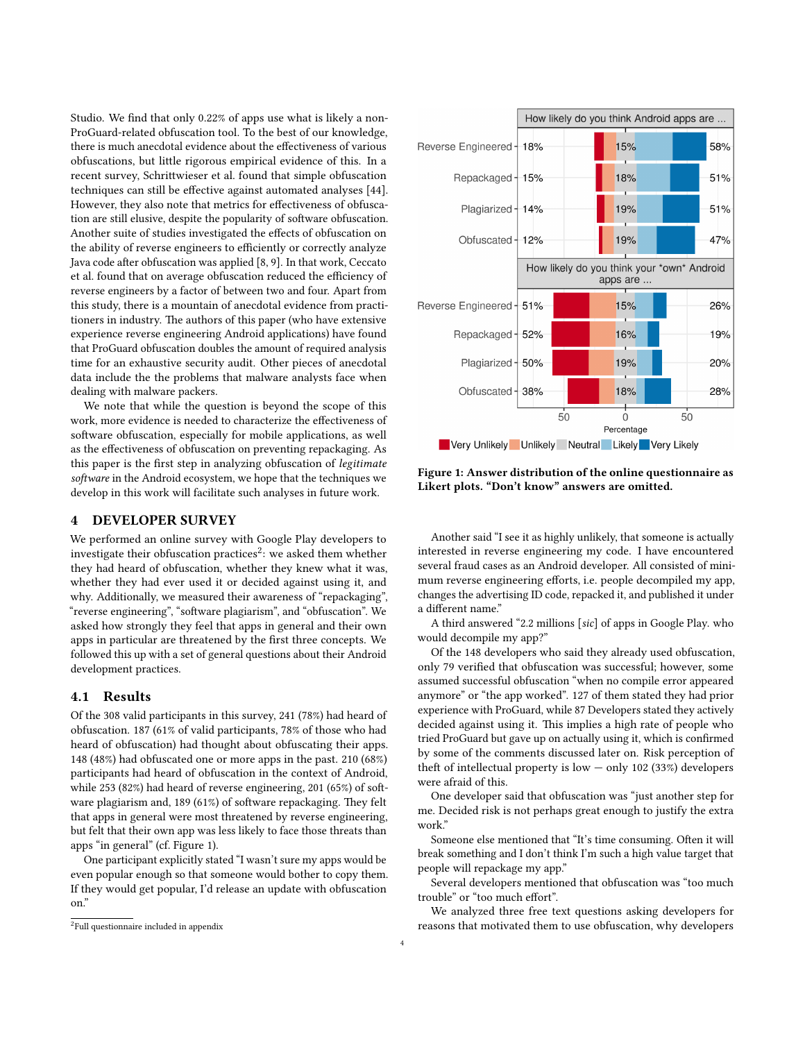Studio. We find that only 0.22% of apps use what is likely a non-ProGuard-related obfuscation tool. To the best of our knowledge, there is much anecdotal evidence about the effectiveness of various obfuscations, but little rigorous empirical evidence of this. In a recent survey, Schrittwieser et al. found that simple obfuscation techniques can still be effective against automated analyses [44]. However, they also note that metrics for effectiveness of obfuscation are still elusive, despite the popularity of software obfuscation. Another suite of studies investigated the effects of obfuscation on the ability of reverse engineers to efficiently or correctly analyze Java code after obfuscation was applied [8, 9]. In that work, Ceccato et al. found that on average obfuscation reduced the efficiency of reverse engineers by a factor of between two and four. Apart from this study, there is a mountain of anecdotal evidence from practitioners in industry. The authors of this paper (who have extensive experience reverse engineering Android applications) have found that ProGuard obfuscation doubles the amount of required analysis time for an exhaustive security audit. Other pieces of anecdotal data include the the problems that malware analysts face when dealing with malware packers.

We note that while the question is beyond the scope of this work, more evidence is needed to characterize the effectiveness of software obfuscation, especially for mobile applications, as well as the effectiveness of obfuscation on preventing repackaging. As this paper is the first step in analyzing obfuscation of *legitimate software* in the Android ecosystem, we hope that the techniques we develop in this work will facilitate such analyses in future work.

## 4 DEVELOPER SURVEY

We performed an online survey with Google Play developers to investigate their obfuscation practices[2]: we asked them whether they had heard of obfuscation, whether they knew what it was, whether they had ever used it or decided against using it, and why. Additionally, we measured their awareness of "repackaging", "reverse engineering", "software plagiarism", and "obfuscation". We asked how strongly they feel that apps in general and their own apps in particular are threatened by the first three concepts. We followed this up with a set of general questions about their Android development practices.

### 4.1 Results

Of the 308 valid participants in this survey, 241 (78%) had heard of obfuscation. 187 (61% of valid participants, 78% of those who had heard of obfuscation) had thought about obfuscating their apps. 148 (48%) had obfuscated one or more apps in the past. 210 (68%) participants had heard of obfuscation in the context of Android, while 253 (82%) had heard of reverse engineering, 201 (65%) of software plagiarism and, 189 (61%) of software repackaging. They felt that apps in general were most threatened by reverse engineering, but felt that their own app was less likely to face those threats than apps "in general" (cf. Figure 1).

One participant explicitly stated "I wasn't sure my apps would be even popular enough so that someone would bother to copy them. If they would get popular, I'd release an update with obfuscation on."

[2]Full questionnaire included in appendix

| How likely do you think Android apps are ... | Unlikely (Very Unlikely + Unlikely) | Neutral | Likely (Likely + Very Likely) |
|---|---|---|---|
| Reverse Engineered | 18% | 15% | 58% |
| Repackaged | 15% | 18% | 51% |
| Plagiarized | 14% | 19% | 51% |
| Obfuscated | 12% | 19% | 47% |

| How likely do you think your *own* Android apps are ... | Unlikely (Very Unlikely + Unlikely) | Neutral | Likely (Likely + Very Likely) |
|---|---|---|---|
| Reverse Engineered | 51% | 15% | 26% |
| Repackaged | 52% | 16% | 19% |
| Plagiarized | 50% | 19% | 20% |
| Obfuscated | 38% | 18% | 28% |

**Figure 1: Answer distribution of the online questionnaire as Likert plots. "Don't know" answers are omitted.**

Another said "I see it as highly unlikely, that someone is actually interested in reverse engineering my code. I have encountered several fraud cases as an Android developer. All consisted of minimum reverse engineering efforts, i.e. people decompiled my app, changes the advertising ID code, repacked it, and published it under a different name."

A third answered "2.2 millions [*sic*] of apps in Google Play. who would decompile my app?"

Of the 148 developers who said they already used obfuscation, only 79 verified that obfuscation was successful; however, some assumed successful obfuscation "when no compile error appeared anymore" or "the app worked". 127 of them stated they had prior experience with ProGuard, while 87 Developers stated they actively decided against using it. This implies a high rate of people who tried ProGuard but gave up on actually using it, which is confirmed by some of the comments discussed later on. Risk perception of theft of intellectual property is low — only 102 (33%) developers were afraid of this.

One developer said that obfuscation was "just another step for me. Decided risk is not perhaps great enough to justify the extra work."

Someone else mentioned that "It's time consuming. Often it will break something and I don't think I'm such a high value target that people will repackage my app."

Several developers mentioned that obfuscation was "too much trouble" or "too much effort".

We analyzed three free text questions asking developers for reasons that motivated them to use obfuscation, why developers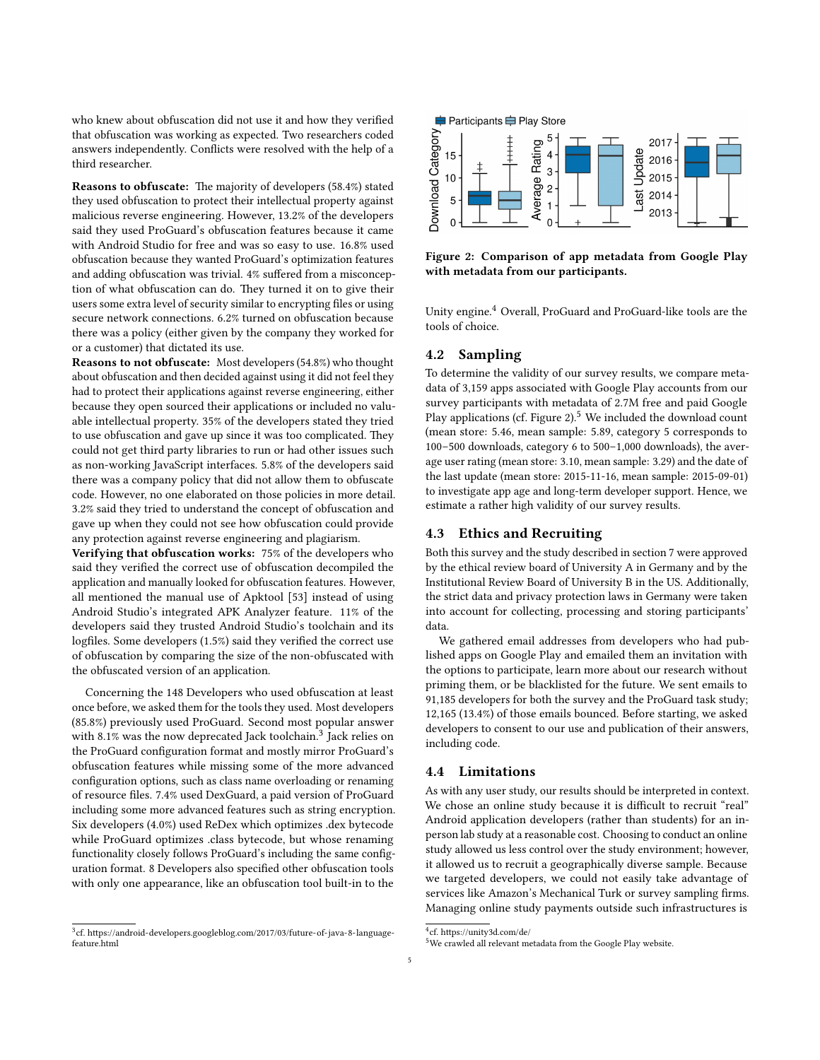who knew about obfuscation did not use it and how they verified that obfuscation was working as expected. Two researchers coded answers independently. Conflicts were resolved with the help of a third researcher.

**Reasons to obfuscate:** The majority of developers (58.4%) stated they used obfuscation to protect their intellectual property against malicious reverse engineering. However, 13.2% of the developers said they used ProGuard's obfuscation features because it came with Android Studio for free and was so easy to use. 16.8% used obfuscation because they wanted ProGuard's optimization features and adding obfuscation was trivial. 4% suffered from a misconception of what obfuscation can do. They turned it on to give their users some extra level of security similar to encrypting files or using secure network connections. 6.2% turned on obfuscation because there was a policy (either given by the company they worked for or a customer) that dictated its use.

**Reasons to not obfuscate:** Most developers (54.8%) who thought about obfuscation and then decided against using it did not feel they had to protect their applications against reverse engineering, either because they open sourced their applications or included no valuable intellectual property. 35% of the developers stated they tried to use obfuscation and gave up since it was too complicated. They could not get third party libraries to run or had other issues such as non-working JavaScript interfaces. 5.8% of the developers said there was a company policy that did not allow them to obfuscate code. However, no one elaborated on those policies in more detail. 3.2% said they tried to understand the concept of obfuscation and gave up when they could not see how obfuscation could provide any protection against reverse engineering and plagiarism.

**Verifying that obfuscation works:** 75% of the developers who said they verified the correct use of obfuscation decompiled the application and manually looked for obfuscation features. However, all mentioned the manual use of Apktool [53] instead of using Android Studio's integrated APK Analyzer feature. 11% of the developers said they trusted Android Studio's toolchain and its logfiles. Some developers (1.5%) said they verified the correct use of obfuscation by comparing the size of the non-obfuscated with the obfuscated version of an application.

Concerning the 148 Developers who used obfuscation at least once before, we asked them for the tools they used. Most developers (85.8%) previously used ProGuard. Second most popular answer with 8.1% was the now deprecated Jack toolchain.[3] Jack relies on the ProGuard configuration format and mostly mirror ProGuard's obfuscation features while missing some of the more advanced configuration options, such as class name overloading or renaming of resource files. 7.4% used DexGuard, a paid version of ProGuard including some more advanced features such as string encryption. Six developers (4.0%) used ReDex which optimizes .dex bytecode while ProGuard optimizes .class bytecode, but whose renaming functionality closely follows ProGuard's including the same configuration format. 8 Developers also specified other obfuscation tools with only one appearance, like an obfuscation tool built-in to the Unity engine.[4] Overall, ProGuard and ProGuard-like tools are the tools of choice.

[3] cf. https://android-developers.googleblog.com/2017/03/future-of-java-8-language-feature.html

**Figure 2: Comparison of app metadata from Google Play with metadata from our participants.**

## 4.2 Sampling

To determine the validity of our survey results, we compare metadata of 3,159 apps associated with Google Play accounts from our survey participants with metadata of 2.7M free and paid Google Play applications (cf. Figure 2).[5] We included the download count (mean store: 5.46, mean sample: 5.89, category 5 corresponds to 100–500 downloads, category 6 to 500–1,000 downloads), the average user rating (mean store: 3.10, mean sample: 3.29) and the date of the last update (mean store: 2015-11-16, mean sample: 2015-09-01) to investigate app age and long-term developer support. Hence, we estimate a rather high validity of our survey results.

## 4.3 Ethics and Recruiting

Both this survey and the study described in section 7 were approved by the ethical review board of University A in Germany and by the Institutional Review Board of University B in the US. Additionally, the strict data and privacy protection laws in Germany were taken into account for collecting, processing and storing participants' data.

We gathered email addresses from developers who had published apps on Google Play and emailed them an invitation with the options to participate, learn more about our research without priming them, or be blacklisted for the future. We sent emails to 91,185 developers for both the survey and the ProGuard task study; 12,165 (13.4%) of those emails bounced. Before starting, we asked developers to consent to our use and publication of their answers, including code.

## 4.4 Limitations

As with any user study, our results should be interpreted in context. We chose an online study because it is difficult to recruit "real" Android application developers (rather than students) for an in-person lab study at a reasonable cost. Choosing to conduct an online study allowed us less control over the study environment; however, it allowed us to recruit a geographically diverse sample. Because we targeted developers, we could not easily take advantage of services like Amazon's Mechanical Turk or survey sampling firms. Managing online study payments outside such infrastructures is

[4] cf. https://unity3d.com/de/

[5] We crawled all relevant metadata from the Google Play website.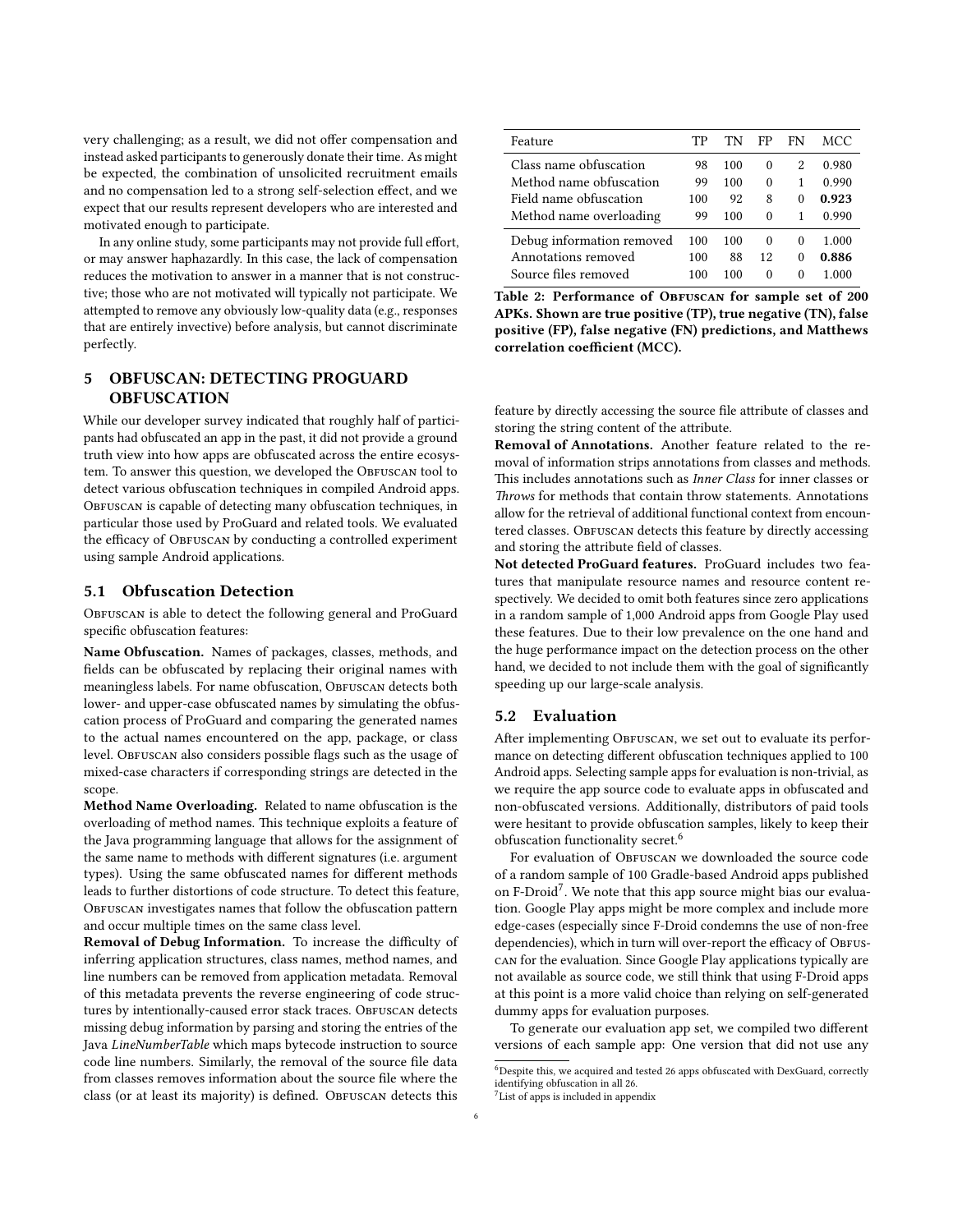very challenging; as a result, we did not offer compensation and instead asked participants to generously donate their time. As might be expected, the combination of unsolicited recruitment emails and no compensation led to a strong self-selection effect, and we expect that our results represent developers who are interested and motivated enough to participate.

In any online study, some participants may not provide full effort, or may answer haphazardly. In this case, the lack of compensation reduces the motivation to answer in a manner that is not constructive; those who are not motivated will typically not participate. We attempted to remove any obviously low-quality data (e.g., responses that are entirely invective) before analysis, but cannot discriminate perfectly.

## 5 OBFUSCAN: DETECTING PROGUARD OBFUSCATION

While our developer survey indicated that roughly half of participants had obfuscated an app in the past, it did not provide a ground truth view into how apps are obfuscated across the entire ecosystem. To answer this question, we developed the Obfuscan tool to detect various obfuscation techniques in compiled Android apps. Obfuscan is capable of detecting many obfuscation techniques, in particular those used by ProGuard and related tools. We evaluated the efficacy of Obfuscan by conducting a controlled experiment using sample Android applications.

### 5.1 Obfuscation Detection

Obfuscan is able to detect the following general and ProGuard specific obfuscation features:

**Name Obfuscation.** Names of packages, classes, methods, and fields can be obfuscated by replacing their original names with meaningless labels. For name obfuscation, Obfuscan detects both lower- and upper-case obfuscated names by simulating the obfuscation process of ProGuard and comparing the generated names to the actual names encountered on the app, package, or class level. Obfuscan also considers possible flags such as the usage of mixed-case characters if corresponding strings are detected in the scope.

**Method Name Overloading.** Related to name obfuscation is the overloading of method names. This technique exploits a feature of the Java programming language that allows for the assignment of the same name to methods with different signatures (i.e. argument types). Using the same obfuscated names for different methods leads to further distortions of code structure. To detect this feature, Obfuscan investigates names that follow the obfuscation pattern and occur multiple times on the same class level.

**Removal of Debug Information.** To increase the difficulty of inferring application structures, class names, method names, and line numbers can be removed from application metadata. Removal of this metadata prevents the reverse engineering of code structures by intentionally-caused error stack traces. Obfuscan detects missing debug information by parsing and storing the entries of the Java *LineNumberTable* which maps bytecode instruction to source code line numbers. Similarly, the removal of the source file data from classes removes information about the source file where the class (or at least its majority) is defined. Obfuscan detects this feature by directly accessing the source file attribute of classes and storing the string content of the attribute.

| Feature | TP | TN | FP | FN | MCC |
|---|---|---|---|---|---|
| Class name obfuscation | 98 | 100 | 0 | 2 | 0.980 |
| Method name obfuscation | 99 | 100 | 0 | 1 | 0.990 |
| Field name obfuscation | 100 | 92 | 8 | 0 | **0.923** |
| Method name overloading | 99 | 100 | 0 | 1 | 0.990 |
| Debug information removed | 100 | 100 | 0 | 0 | 1.000 |
| Annotations removed | 100 | 88 | 12 | 0 | **0.886** |
| Source files removed | 100 | 100 | 0 | 0 | 1.000 |

**Table 2: Performance of Obfuscan for sample set of 200 APKs. Shown are true positive (TP), true negative (TN), false positive (FP), false negative (FN) predictions, and Matthews correlation coefficient (MCC).**

**Removal of Annotations.** Another feature related to the removal of information strips annotations from classes and methods. This includes annotations such as *Inner Class* for inner classes or *Throws* for methods that contain throw statements. Annotations allow for the retrieval of additional functional context from encountered classes. Obfuscan detects this feature by directly accessing and storing the attribute field of classes.

**Not detected ProGuard features.** ProGuard includes two features that manipulate resource names and resource content respectively. We decided to omit both features since zero applications in a random sample of 1,000 Android apps from Google Play used these features. Due to their low prevalence on the one hand and the huge performance impact on the detection process on the other hand, we decided to not include them with the goal of significantly speeding up our large-scale analysis.

### 5.2 Evaluation

After implementing Obfuscan, we set out to evaluate its performance on detecting different obfuscation techniques applied to 100 Android apps. Selecting sample apps for evaluation is non-trivial, as we require the app source code to evaluate apps in obfuscated and non-obfuscated versions. Additionally, distributors of paid tools were hesitant to provide obfuscation samples, likely to keep their obfuscation functionality secret.[6]

For evaluation of Obfuscan we downloaded the source code of a random sample of 100 Gradle-based Android apps published on F-Droid[7]. We note that this app source might bias our evaluation. Google Play apps might be more complex and include more edge-cases (especially since F-Droid condemns the use of non-free dependencies), which in turn will over-report the efficacy of Obfuscan for the evaluation. Since Google Play applications typically are not available as source code, we still think that using F-Droid apps at this point is a more valid choice than relying on self-generated dummy apps for evaluation purposes.

To generate our evaluation app set, we compiled two different versions of each sample app: One version that did not use any

[6] Despite this, we acquired and tested 26 apps obfuscated with DexGuard, correctly identifying obfuscation in all 26.

[7] List of apps is included in appendix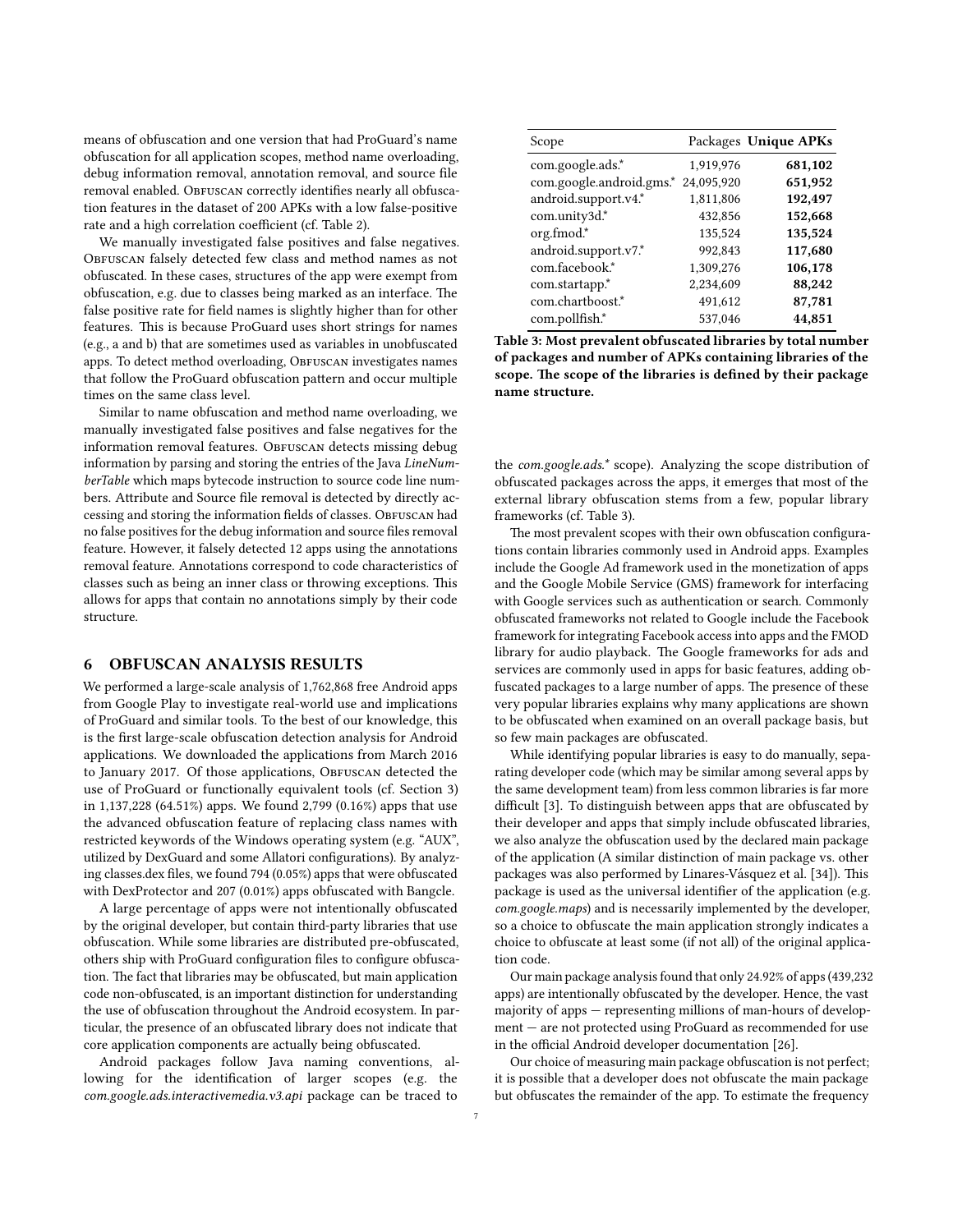means of obfuscation and one version that had ProGuard's name obfuscation for all application scopes, method name overloading, debug information removal, annotation removal, and source file removal enabled. Obfuscan correctly identifies nearly all obfuscation features in the dataset of 200 APKs with a low false-positive rate and a high correlation coefficient (cf. Table 2).

We manually investigated false positives and false negatives. Obfuscan falsely detected few class and method names as not obfuscated. In these cases, structures of the app were exempt from obfuscation, e.g. due to classes being marked as an interface. The false positive rate for field names is slightly higher than for other features. This is because ProGuard uses short strings for names (e.g., a and b) that are sometimes used as variables in unobfuscated apps. To detect method overloading, Obfuscan investigates names that follow the ProGuard obfuscation pattern and occur multiple times on the same class level.

Similar to name obfuscation and method name overloading, we manually investigated false positives and false negatives for the information removal features. Obfuscan detects missing debug information by parsing and storing the entries of the Java *LineNumberTable* which maps bytecode instruction to source code line numbers. Attribute and Source file removal is detected by directly accessing and storing the information fields of classes. Obfuscan had no false positives for the debug information and source files removal feature. However, it falsely detected 12 apps using the annotations removal feature. Annotations correspond to code characteristics of classes such as being an inner class or throwing exceptions. This allows for apps that contain no annotations simply by their code structure.

## 6 OBFUSCAN ANALYSIS RESULTS

We performed a large-scale analysis of 1,762,868 free Android apps from Google Play to investigate real-world use and implications of ProGuard and similar tools. To the best of our knowledge, this is the first large-scale obfuscation detection analysis for Android applications. We downloaded the applications from March 2016 to January 2017. Of those applications, Obfuscan detected the use of ProGuard or functionally equivalent tools (cf. Section 3) in 1,137,228 (64.51%) apps. We found 2,799 (0.16%) apps that use the advanced obfuscation feature of replacing class names with restricted keywords of the Windows operating system (e.g. "AUX", utilized by DexGuard and some Allatori configurations). By analyzing classes.dex files, we found 794 (0.05%) apps that were obfuscated with DexProtector and 207 (0.01%) apps obfuscated with Bangcle.

A large percentage of apps were not intentionally obfuscated by the original developer, but contain third-party libraries that use obfuscation. While some libraries are distributed pre-obfuscated, others ship with ProGuard configuration files to configure obfuscation. The fact that libraries may be obfuscated, but main application code non-obfuscated, is an important distinction for understanding the use of obfuscation throughout the Android ecosystem. In particular, the presence of an obfuscated library does not indicate that core application components are actually being obfuscated.

Android packages follow Java naming conventions, allowing for the identification of larger scopes (e.g. the *com.google.ads.interactivemedia.v3.api* package can be traced to the *com.google.ads.** scope). Analyzing the scope distribution of obfuscated packages across the apps, it emerges that most of the external library obfuscation stems from a few, popular library frameworks (cf. Table 3).

| Scope | Packages | **Unique APKs** |
|---|---|---|
| com.google.ads.* | 1,919,976 | **681,102** |
| com.google.android.gms.* | 24,095,920 | **651,952** |
| android.support.v4.* | 1,811,806 | **192,497** |
| com.unity3d.* | 432,856 | **152,668** |
| org.fmod.* | 135,524 | **135,524** |
| android.support.v7.* | 992,843 | **117,680** |
| com.facebook.* | 1,309,276 | **106,178** |
| com.startapp.* | 2,234,609 | **88,242** |
| com.chartboost.* | 491,612 | **87,781** |
| com.pollfish.* | 537,046 | **44,851** |

**Table 3: Most prevalent obfuscated libraries by total number of packages and number of APKs containing libraries of the scope. The scope of the libraries is defined by their package name structure.**

The most prevalent scopes with their own obfuscation configurations contain libraries commonly used in Android apps. Examples include the Google Ad framework used in the monetization of apps and the Google Mobile Service (GMS) framework for interfacing with Google services such as authentication or search. Commonly obfuscated frameworks not related to Google include the Facebook framework for integrating Facebook access into apps and the FMOD library for audio playback. The Google frameworks for ads and services are commonly used in apps for basic features, adding obfuscated packages to a large number of apps. The presence of these very popular libraries explains why many applications are shown to be obfuscated when examined on an overall package basis, but so few main packages are obfuscated.

While identifying popular libraries is easy to do manually, separating developer code (which may be similar among several apps by the same development team) from less common libraries is far more difficult [3]. To distinguish between apps that are obfuscated by their developer and apps that simply include obfuscated libraries, we also analyze the obfuscation used by the declared main package of the application (A similar distinction of main package vs. other packages was also performed by Linares-Vásquez et al. [34]). This package is used as the universal identifier of the application (e.g. *com.google.maps*) and is necessarily implemented by the developer, so a choice to obfuscate the main application strongly indicates a choice to obfuscate at least some (if not all) of the original application code.

Our main package analysis found that only 24.92% of apps (439,232 apps) are intentionally obfuscated by the developer. Hence, the vast majority of apps — representing millions of man-hours of development — are not protected using ProGuard as recommended for use in the official Android developer documentation [26].

Our choice of measuring main package obfuscation is not perfect; it is possible that a developer does not obfuscate the main package but obfuscates the remainder of the app. To estimate the frequency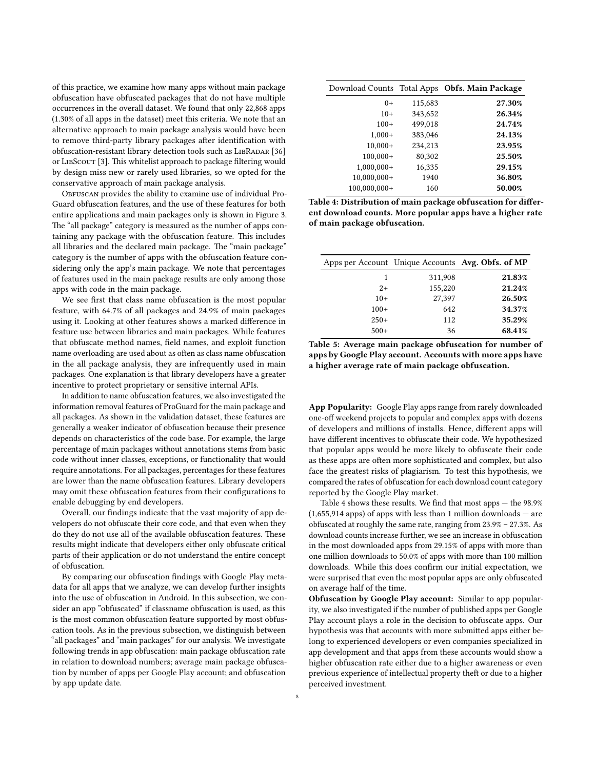of this practice, we examine how many apps without main package obfuscation have obfuscated packages that do not have multiple occurrences in the overall dataset. We found that only 22,868 apps (1.30% of all apps in the dataset) meet this criteria. We note that an alternative approach to main package analysis would have been to remove third-party library packages after identification with obfuscation-resistant library detection tools such as LibRadar [36] or LibScout [3]. This whitelist approach to package filtering would by design miss new or rarely used libraries, so we opted for the conservative approach of main package analysis.

Obfuscan provides the ability to examine use of individual ProGuard obfuscation features, and the use of these features for both entire applications and main packages only is shown in Figure 3. The "all package" category is measured as the number of apps containing any package with the obfuscation feature. This includes all libraries and the declared main package. The "main package" category is the number of apps with the obfuscation feature considering only the app's main package. We note that percentages of features used in the main package results are only among those apps with code in the main package.

We see first that class name obfuscation is the most popular feature, with 64.7% of all packages and 24.9% of main packages using it. Looking at other features shows a marked difference in feature use between libraries and main packages. While features that obfuscate method names, field names, and exploit function name overloading are used about as often as class name obfuscation in the all package analysis, they are infrequently used in main packages. One explanation is that library developers have a greater incentive to protect proprietary or sensitive internal APIs.

In addition to name obfuscation features, we also investigated the information removal features of ProGuard for the main package and all packages. As shown in the validation dataset, these features are generally a weaker indicator of obfuscation because their presence depends on characteristics of the code base. For example, the large percentage of main packages without annotations stems from basic code without inner classes, exceptions, or functionality that would require annotations. For all packages, percentages for these features are lower than the name obfuscation features. Library developers may omit these obfuscation features from their configurations to enable debugging by end developers.

Overall, our findings indicate that the vast majority of app developers do not obfuscate their core code, and that even when they do they do not use all of the available obfuscation features. These results might indicate that developers either only obfuscate critical parts of their application or do not understand the entire concept of obfuscation.

By comparing our obfuscation findings with Google Play metadata for all apps that we analyze, we can develop further insights into the use of obfuscation in Android. In this subsection, we consider an app "obfuscated" if classname obfuscation is used, as this is the most common obfuscation feature supported by most obfuscation tools. As in the previous subsection, we distinguish between "all packages" and "main packages" for our analysis. We investigate following trends in app obfuscation: main package obfuscation rate in relation to download numbers; average main package obfuscation by number of apps per Google Play account; and obfuscation by app update date.

| Download Counts | Total Apps | **Obfs. Main Package** |
|---:|---:|---:|
| 0+ | 115,683 | **27.30%** |
| 10+ | 343,652 | **26.34%** |
| 100+ | 499,018 | **24.74%** |
| 1,000+ | 383,046 | **24.13%** |
| 10,000+ | 234,213 | **23.95%** |
| 100,000+ | 80,302 | **25.50%** |
| 1,000,000+ | 16,335 | **29.15%** |
| 10,000,000+ | 1940 | **36.80%** |
| 100,000,000+ | 160 | **50.00%** |

**Table 4: Distribution of main package obfuscation for different download counts. More popular apps have a higher rate of main package obfuscation.**

| Apps per Account | Unique Accounts | **Avg. Obfs. of MP** |
|---:|---:|---:|
| 1 | 311,908 | **21.83%** |
| 2+ | 155,220 | **21.24%** |
| 10+ | 27,397 | **26.50%** |
| 100+ | 642 | **34.37%** |
| 250+ | 112 | **35.29%** |
| 500+ | 36 | **68.41%** |

**Table 5: Average main package obfuscation for number of apps by Google Play account. Accounts with more apps have a higher average rate of main package obfuscation.**

**App Popularity:** Google Play apps range from rarely downloaded one-off weekend projects to popular and complex apps with dozens of developers and millions of installs. Hence, different apps will have different incentives to obfuscate their code. We hypothesized that popular apps would be more likely to obfuscate their code as these apps are often more sophisticated and complex, but also face the greatest risks of plagiarism. To test this hypothesis, we compared the rates of obfuscation for each download count category reported by the Google Play market.

Table 4 shows these results. We find that most apps — the 98.9% (1,655,914 apps) of apps with less than 1 million downloads — are obfuscated at roughly the same rate, ranging from 23.9% – 27.3%. As download counts increase further, we see an increase in obfuscation in the most downloaded apps from 29.15% of apps with more than one million downloads to 50.0% of apps with more than 100 million downloads. While this does confirm our initial expectation, we were surprised that even the most popular apps are only obfuscated on average half of the time.

**Obfuscation by Google Play account:** Similar to app popularity, we also investigated if the number of published apps per Google Play account plays a role in the decision to obfuscate apps. Our hypothesis was that accounts with more submitted apps either belong to experienced developers or even companies specialized in app development and that apps from these accounts would show a higher obfuscation rate either due to a higher awareness or even previous experience of intellectual property theft or due to a higher perceived investment.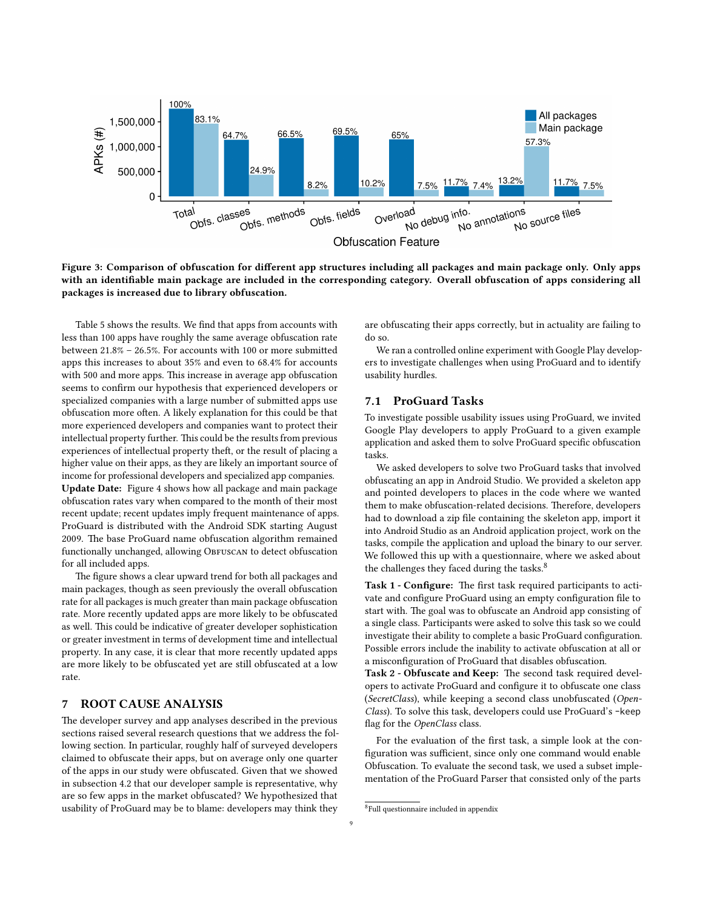**Figure 3: Comparison of obfuscation for different app structures including all packages and main package only. Only apps with an identifiable main package are included in the corresponding category. Overall obfuscation of apps considering all packages is increased due to library obfuscation.**

Table 5 shows the results. We find that apps from accounts with less than 100 apps have roughly the same average obfuscation rate between 21.8% – 26.5%. For accounts with 100 or more submitted apps this increases to about 35% and even to 68.4% for accounts with 500 and more apps. This increase in average app obfuscation seems to confirm our hypothesis that experienced developers or specialized companies with a large number of submitted apps use obfuscation more often. A likely explanation for this could be that more experienced developers and companies want to protect their intellectual property further. This could be the results from previous experiences of intellectual property theft, or the result of placing a higher value on their apps, as they are likely an important source of income for professional developers and specialized app companies.

**Update Date:** Figure 4 shows how all package and main package obfuscation rates vary when compared to the month of their most recent update; recent updates imply frequent maintenance of apps. ProGuard is distributed with the Android SDK starting August 2009. The base ProGuard name obfuscation algorithm remained functionally unchanged, allowing Obfuscan to detect obfuscation for all included apps.

The figure shows a clear upward trend for both all packages and main packages, though as seen previously the overall obfuscation rate for all packages is much greater than main package obfuscation rate. More recently updated apps are more likely to be obfuscated as well. This could be indicative of greater developer sophistication or greater investment in terms of development time and intellectual property. In any case, it is clear that more recently updated apps are more likely to be obfuscated yet are still obfuscated at a low rate.

## 7 ROOT CAUSE ANALYSIS

The developer survey and app analyses described in the previous sections raised several research questions that we address the following section. In particular, roughly half of surveyed developers claimed to obfuscate their apps, but on average only one quarter of the apps in our study were obfuscated. Given that we showed in subsection 4.2 that our developer sample is representative, why are so few apps in the market obfuscated? We hypothesized that usability of ProGuard may be to blame: developers may think they are obfuscating their apps correctly, but in actuality are failing to do so.

We ran a controlled online experiment with Google Play developers to investigate challenges when using ProGuard and to identify usability hurdles.

### 7.1 ProGuard Tasks

To investigate possible usability issues using ProGuard, we invited Google Play developers to apply ProGuard to a given example application and asked them to solve ProGuard specific obfuscation tasks.

We asked developers to solve two ProGuard tasks that involved obfuscating an app in Android Studio. We provided a skeleton app and pointed developers to places in the code where we wanted them to make obfuscation-related decisions. Therefore, developers had to download a zip file containing the skeleton app, import it into Android Studio as an Android application project, work on the tasks, compile the application and upload the binary to our server. We followed this up with a questionnaire, where we asked about the challenges they faced during the tasks.[8]

**Task 1 - Configure:** The first task required participants to activate and configure ProGuard using an empty configuration file to start with. The goal was to obfuscate an Android app consisting of a single class. Participants were asked to solve this task so we could investigate their ability to complete a basic ProGuard configuration. Possible errors include the inability to activate obfuscation at all or a misconfiguration of ProGuard that disables obfuscation.

**Task 2 - Obfuscate and Keep:** The second task required developers to activate ProGuard and configure it to obfuscate one class (*SecretClass*), while keeping a second class unobfuscated (*OpenClass*). To solve this task, developers could use ProGuard's `-keep` flag for the *OpenClass* class.

For the evaluation of the first task, a simple look at the configuration was sufficient, since only one command would enable Obfuscation. To evaluate the second task, we used a subset implementation of the ProGuard Parser that consisted only of the parts

[8] Full questionnaire included in appendix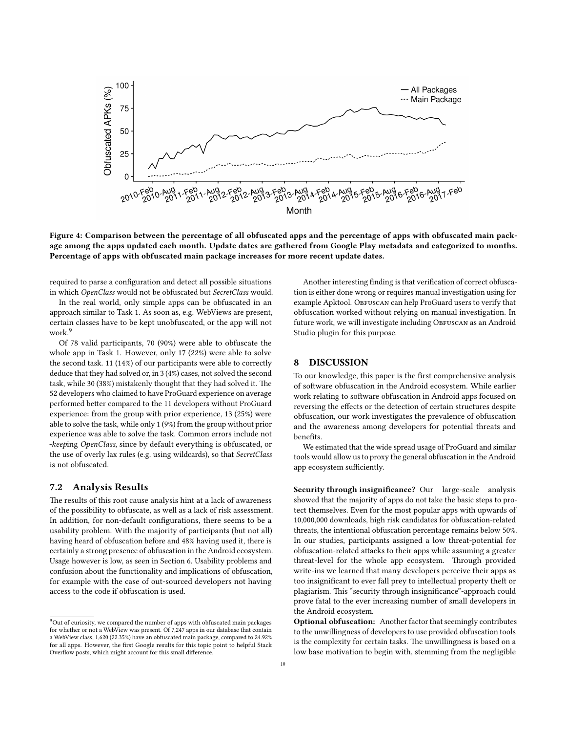**Figure 4: Comparison between the percentage of all obfuscated apps and the percentage of apps with obfuscated main package among the apps updated each month. Update dates are gathered from Google Play metadata and categorized to months. Percentage of apps with obfuscated main package increases for more recent update dates.**

required to parse a configuration and detect all possible situations in which *OpenClass* would not be obfuscated but *SecretClass* would.

In the real world, only simple apps can be obfuscated in an approach similar to Task 1. As soon as, e.g. WebViews are present, certain classes have to be kept unobfuscated, or the app will not work.[9]

Of 78 valid participants, 70 (90%) were able to obfuscate the whole app in Task 1. However, only 17 (22%) were able to solve the second task. 11 (14%) of our participants were able to correctly deduce that they had solved or, in 3 (4%) cases, not solved the second task, while 30 (38%) mistakenly thought that they had solved it. The 52 developers who claimed to have ProGuard experience on average performed better compared to the 11 developers without ProGuard experience: from the group with prior experience, 13 (25%) were able to solve the task, while only 1 (9%) from the group without prior experience was able to solve the task. Common errors include not *-keep*ing *OpenClass*, since by default everything is obfuscated, or the use of overly lax rules (e.g. using wildcards), so that *SecretClass* is not obfuscated.

### 7.2 Analysis Results

The results of this root cause analysis hint at a lack of awareness of the possibility to obfuscate, as well as a lack of risk assessment. In addition, for non-default configurations, there seems to be a usability problem. With the majority of participants (but not all) having heard of obfuscation before and 48% having used it, there is certainly a strong presence of obfuscation in the Android ecosystem. Usage however is low, as seen in Section 6. Usability problems and confusion about the functionality and implications of obfuscation, for example with the case of out-sourced developers not having access to the code if obfuscation is used.

Another interesting finding is that verification of correct obfuscation is either done wrong or requires manual investigation using for example Apktool. Obfuscan can help ProGuard users to verify that obfuscation worked without relying on manual investigation. In future work, we will investigate including Obfuscan as an Android Studio plugin for this purpose.

## 8 DISCUSSION

To our knowledge, this paper is the first comprehensive analysis of software obfuscation in the Android ecosystem. While earlier work relating to software obfuscation in Android apps focused on reversing the effects or the detection of certain structures despite obfuscation, our work investigates the prevalence of obfuscation and the awareness among developers for potential threats and benefits.

We estimated that the wide spread usage of ProGuard and similar tools would allow us to proxy the general obfuscation in the Android app ecosystem sufficiently.

**Security through insignificance?** Our large-scale analysis showed that the majority of apps do not take the basic steps to protect themselves. Even for the most popular apps with upwards of 10,000,000 downloads, high risk candidates for obfuscation-related threats, the intentional obfuscation percentage remains below 50%. In our studies, participants assigned a low threat-potential for obfuscation-related attacks to their apps while assuming a greater threat-level for the whole app ecosystem. Through provided write-ins we learned that many developers perceive their apps as too insignificant to ever fall prey to intellectual property theft or plagiarism. This "security through insignificance"-approach could prove fatal to the ever increasing number of small developers in the Android ecosystem.

**Optional obfuscation:** Another factor that seemingly contributes to the unwillingness of developers to use provided obfuscation tools is the complexity for certain tasks. The unwillingness is based on a low base motivation to begin with, stemming from the negligible

[9] Out of curiosity, we compared the number of apps with obfuscated main packages for whether or not a WebView was present. Of 7,247 apps in our database that contain a WebView class, 1,620 (22.35%) have an obfuscated main package, compared to 24.92% for all apps. However, the first Google results for this topic point to helpful Stack Overflow posts, which might account for this small difference.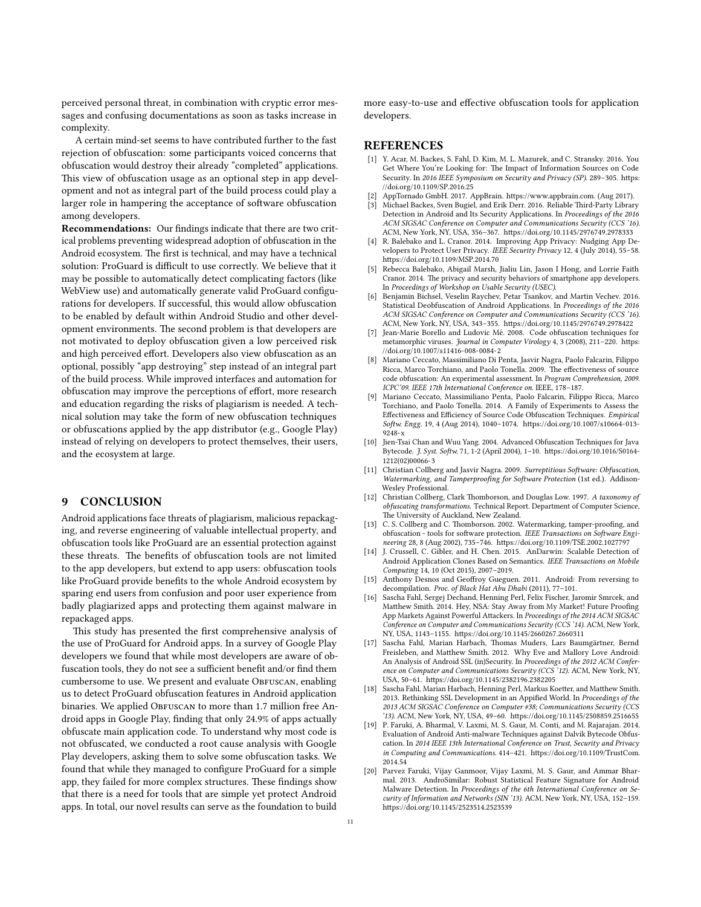perceived personal threat, in combination with cryptic error messages and confusing documentations as soon as tasks increase in complexity.

A certain mind-set seems to have contributed further to the fast rejection of obfuscation: some participants voiced concerns that obfuscation would destroy their already "completed" applications. This view of obfuscation usage as an optional step in app development and not as integral part of the build process could play a larger role in hampering the acceptance of software obfuscation among developers.

**Recommendations:** Our findings indicate that there are two critical problems preventing widespread adoption of obfuscation in the Android ecosystem. The first is technical, and may have a technical solution: ProGuard is difficult to use correctly. We believe that it may be possible to automatically detect complicating factors (like WebView use) and automatically generate valid ProGuard configurations for developers. If successful, this would allow obfuscation to be enabled by default within Android Studio and other development environments. The second problem is that developers are not motivated to deploy obfuscation given a low perceived risk and high perceived effort. Developers also view obfuscation as an optional, possibly "app destroying" step instead of an integral part of the build process. While improved interfaces and automation for obfuscation may improve the perceptions of effort, more research and education regarding the risks of plagiarism is needed. A technical solution may take the form of new obfuscation techniques or obfuscations applied by the app distributor (e.g., Google Play) instead of relying on developers to protect themselves, their users, and the ecosystem at large.

## 9 CONCLUSION

Android applications face threats of plagiarism, malicious repackaging, and reverse engineering of valuable intellectual property, and obfuscation tools like ProGuard are an essential protection against these threats. The benefits of obfuscation tools are not limited to the app developers, but extend to app users: obfuscation tools like ProGuard provide benefits to the whole Android ecosystem by sparing end users from confusion and poor user experience from badly plagiarized apps and protecting them against malware in repackaged apps.

This study has presented the first comprehensive analysis of the use of ProGuard for Android apps. In a survey of Google Play developers we found that while most developers are aware of obfuscation tools, they do not see a sufficient benefit and/or find them cumbersome to use. We present and evaluate Obfuscan, enabling us to detect ProGuard obfuscation features in Android application binaries. We applied Obfuscan to more than 1.7 million free Android apps in Google Play, finding that only 24.9% of apps actually obfuscate main application code. To understand why most code is not obfuscated, we conducted a root cause analysis with Google Play developers, asking them to solve some obfuscation tasks. We found that while they managed to configure ProGuard for a simple app, they failed for more complex structures. These findings show that there is a need for tools that are simple yet protect Android apps. In total, our novel results can serve as the foundation to build more easy-to-use and effective obfuscation tools for application developers.

## REFERENCES

- [1] Y. Acar, M. Backes, S. Fahl, D. Kim, M. L. Mazurek, and C. Stransky. 2016. You Get Where You're Looking for: The Impact of Information Sources on Code Security. In *2016 IEEE Symposium on Security and Privacy (SP)*. 289–305. https://doi.org/10.1109/SP.2016.25
- [2] AppTornado GmbH. 2017. AppBrain. https://www.appbrain.com. (Aug 2017).
- [3] Michael Backes, Sven Bugiel, and Erik Derr. 2016. Reliable Third-Party Library Detection in Android and Its Security Applications. In *Proceedings of the 2016 ACM SIGSAC Conference on Computer and Communications Security (CCS '16)*. ACM, New York, NY, USA, 356–367. https://doi.org/10.1145/2976749.2978333
- [4] R. Balebako and L. Cranor. 2014. Improving App Privacy: Nudging App Developers to Protect User Privacy. *IEEE Security Privacy* 12, 4 (July 2014), 55–58. https://doi.org/10.1109/MSP.2014.70
- [5] Rebecca Balebako, Abigail Marsh, Jialiu Lin, Jason I Hong, and Lorrie Faith Cranor. 2014. The privacy and security behaviors of smartphone app developers. In *Proceedings of Workshop on Usable Security (USEC)*.
- [6] Benjamin Bichsel, Veselin Raychev, Petar Tsankov, and Martin Vechev. 2016. Statistical Deobfuscation of Android Applications. In *Proceedings of the 2016 ACM SIGSAC Conference on Computer and Communications Security (CCS '16)*. ACM, New York, NY, USA, 343–355. https://doi.org/10.1145/2976749.2978422
- [7] Jean-Marie Borello and Ludovic Mé. 2008. Code obfuscation techniques for metamorphic viruses. *Journal in Computer Virology* 4, 3 (2008), 211–220. https://doi.org/10.1007/s11416-008-0084-2
- [8] Mariano Ceccato, Massimiliano Di Penta, Jasvir Nagra, Paolo Falcarin, Filippo Ricca, Marco Torchiano, and Paolo Tonella. 2009. The effectiveness of source code obfuscation: An experimental assessment. In *Program Comprehension, 2009. ICPC'09. IEEE 17th International Conference on*. IEEE, 178–187.
- [9] Mariano Ceccato, Massimiliano Penta, Paolo Falcarin, Filippo Ricca, Marco Torchiano, and Paolo Tonella. 2014. A Family of Experiments to Assess the Effectiveness and Efficiency of Source Code Obfuscation Techniques. *Empirical Softw. Engg.* 19, 4 (Aug 2014), 1040–1074. https://doi.org/10.1007/s10664-013-9248-x
- [10] Jien-Tsai Chan and Wuu Yang. 2004. Advanced Obfuscation Techniques for Java Bytecode. *J. Syst. Softw.* 71, 1-2 (April 2004), 1–10. https://doi.org/10.1016/S0164-1212(02)00066-3
- [11] Christian Collberg and Jasvir Nagra. 2009. *Surreptitious Software: Obfuscation, Watermarking, and Tamperproofing for Software Protection* (1st ed.). Addison-Wesley Professional.
- [12] Christian Collberg, Clark Thomborson, and Douglas Low. 1997. *A taxonomy of obfuscating transformations*. Technical Report. Department of Computer Science, The University of Auckland, New Zealand.
- [13] C. S. Collberg and C. Thomborson. 2002. Watermarking, tamper-proofing, and obfuscation - tools for software protection. *IEEE Transactions on Software Engineering* 28, 8 (Aug 2002), 735–746. https://doi.org/10.1109/TSE.2002.1027797
- [14] J. Crussell, C. Gibler, and H. Chen. 2015. AnDarwin: Scalable Detection of Android Application Clones Based on Semantics. *IEEE Transactions on Mobile Computing* 14, 10 (Oct 2015), 2007–2019.
- [15] Anthony Desnos and Geoffroy Gueguen. 2011. Android: From reversing to decompilation. *Proc. of Black Hat Abu Dhabi* (2011), 77–101.
- [16] Sascha Fahl, Sergej Dechand, Henning Perl, Felix Fischer, Jaromir Smrcek, and Matthew Smith. 2014. Hey, NSA: Stay Away from My Market! Future Proofing App Markets Against Powerful Attackers. In *Proceedings of the 2014 ACM SIGSAC Conference on Computer and Communications Security (CCS '14)*. ACM, New York, NY, USA, 1143–1155. https://doi.org/10.1145/2660267.2660311
- [17] Sascha Fahl, Marian Harbach, Thomas Muders, Lars Baumgärtner, Bernd Freisleben, and Matthew Smith. 2012. Why Eve and Mallory Love Android: An Analysis of Android SSL (in)Security. In *Proceedings of the 2012 ACM Conference on Computer and Communications Security (CCS '12)*. ACM, New York, NY, USA, 50–61. https://doi.org/10.1145/2382196.2382205
- [18] Sascha Fahl, Marian Harbach, Henning Perl, Markus Koetter, and Matthew Smith. 2013. Rethinking SSL Development in an Appified World. In *Proceedings of the 2013 ACM SIGSAC Conference on Computer #38; Communications Security (CCS '13)*. ACM, New York, NY, USA, 49–60. https://doi.org/10.1145/2508859.2516655
- [19] P. Faruki, A. Bharmal, V. Laxmi, M. S. Gaur, M. Conti, and M. Rajarajan. 2014. Evaluation of Android Anti-malware Techniques against Dalvik Bytecode Obfuscation. In *2014 IEEE 13th International Conference on Trust, Security and Privacy in Computing and Communications*. 414–421. https://doi.org/10.1109/TrustCom.2014.54
- [20] Parvez Faruki, Vijay Ganmoor, Vijay Laxmi, M. S. Gaur, and Ammar Bharmal. 2013. AndroSimilar: Robust Statistical Feature Signature for Android Malware Detection. In *Proceedings of the 6th International Conference on Security of Information and Networks (SIN '13)*. ACM, New York, NY, USA, 152–159. https://doi.org/10.1145/2523514.2523539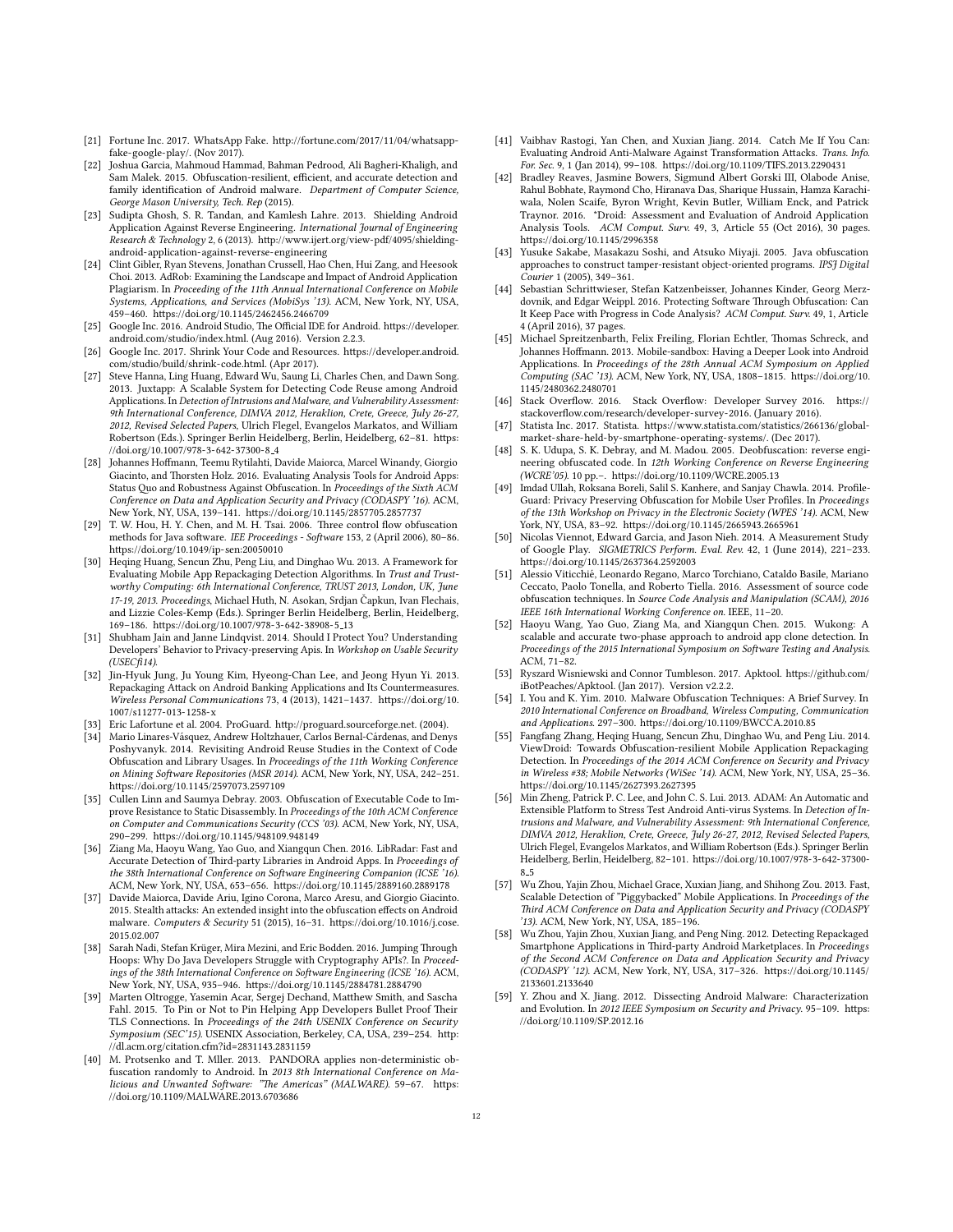- [21] Fortune Inc. 2017. WhatsApp Fake. http://fortune.com/2017/11/04/whatsapp-fake-google-play/. (Nov 2017).
- [22] Joshua Garcia, Mahmoud Hammad, Bahman Pedrood, Ali Bagheri-Khaligh, and Sam Malek. 2015. Obfuscation-resilient, efficient, and accurate detection and family identification of Android malware. *Department of Computer Science, George Mason University, Tech. Rep* (2015).
- [23] Sudipta Ghosh, S. R. Tandan, and Kamlesh Lahre. 2013. Shielding Android Application Against Reverse Engineering. *International Journal of Engineering Research & Technology* 2, 6 (2013). http://www.ijert.org/view-pdf/4095/shielding-android-application-against-reverse-engineering
- [24] Clint Gibler, Ryan Stevens, Jonathan Crussell, Hao Chen, Hui Zang, and Heesook Choi. 2013. AdRob: Examining the Landscape and Impact of Android Application Plagiarism. In *Proceeding of the 11th Annual International Conference on Mobile Systems, Applications, and Services (MobiSys '13)*. ACM, New York, NY, USA, 459–460. https://doi.org/10.1145/2462456.2466709
- [25] Google Inc. 2016. Android Studio, The Official IDE for Android. https://developer.android.com/studio/index.html. (Aug 2016). Version 2.2.3.
- [26] Google Inc. 2017. Shrink Your Code and Resources. https://developer.android.com/studio/build/shrink-code.html. (Apr 2017).
- [27] Steve Hanna, Ling Huang, Edward Wu, Saung Li, Charles Chen, and Dawn Song. 2013. Juxtapp: A Scalable System for Detecting Code Reuse among Android Applications. In *Detection of Intrusions and Malware, and Vulnerability Assessment: 9th International Conference, DIMVA 2012, Heraklion, Crete, Greece, July 26-27, 2012, Revised Selected Papers*, Ulrich Flegel, Evangelos Markatos, and William Robertson (Eds.). Springer Berlin Heidelberg, Berlin, Heidelberg, 62–81. https://doi.org/10.1007/978-3-642-37300-8_4
- [28] Johannes Hoffmann, Teemu Rytilahti, Davide Maiorca, Marcel Winandy, Giorgio Giacinto, and Thorsten Holz. 2016. Evaluating Analysis Tools for Android Apps: Status Quo and Robustness Against Obfuscation. In *Proceedings of the Sixth ACM Conference on Data and Application Security and Privacy (CODASPY '16)*. ACM, New York, NY, USA, 139–141. https://doi.org/10.1145/2857705.2857737
- [29] T. W. Hou, H. Y. Chen, and M. H. Tsai. 2006. Three control flow obfuscation methods for Java software. *IEE Proceedings - Software* 153, 2 (April 2006), 80–86. https://doi.org/10.1049/ip-sen:20050010
- [30] Heqing Huang, Sencun Zhu, Peng Liu, and Dinghao Wu. 2013. A Framework for Evaluating Mobile App Repackaging Detection Algorithms. In *Trust and Trustworthy Computing: 6th International Conference, TRUST 2013, London, UK, June 17-19, 2013. Proceedings*, Michael Huth, N. Asokan, Srdjan Čapkun, Ivan Flechais, and Lizzie Coles-Kemp (Eds.). Springer Berlin Heidelberg, Berlin, Heidelberg, 169–186. https://doi.org/10.1007/978-3-642-38908-5_13
- [31] Shubham Jain and Janne Lindqvist. 2014. Should I Protect You? Understanding Developers' Behavior to Privacy-preserving Apis. In *Workshop on Usable Security (USECfi14)*.
- [32] Jin-Hyuk Jung, Ju Young Kim, Hyeong-Chan Lee, and Jeong Hyun Yi. 2013. Repackaging Attack on Android Banking Applications and Its Countermeasures. *Wireless Personal Communications* 73, 4 (2013), 1421–1437. https://doi.org/10.1007/s11277-013-1258-x
- [33] Eric Lafortune et al. 2004. ProGuard. http://proguard.sourceforge.net. (2004).
- [34] Mario Linares-Vásquez, Andrew Holtzhauer, Carlos Bernal-Cárdenas, and Denys Poshyvanyk. 2014. Revisiting Android Reuse Studies in the Context of Code Obfuscation and Library Usages. In *Proceedings of the 11th Working Conference on Mining Software Repositories (MSR 2014)*. ACM, New York, NY, USA, 242–251. https://doi.org/10.1145/2597073.2597109
- [35] Cullen Linn and Saumya Debray. 2003. Obfuscation of Executable Code to Improve Resistance to Static Disassembly. In *Proceedings of the 10th ACM Conference on Computer and Communications Security (CCS '03)*. ACM, New York, NY, USA, 290–299. https://doi.org/10.1145/948109.948149
- [36] Ziang Ma, Haoyu Wang, Yao Guo, and Xiangqun Chen. 2016. LibRadar: Fast and Accurate Detection of Third-party Libraries in Android Apps. In *Proceedings of the 38th International Conference on Software Engineering Companion (ICSE '16)*. ACM, New York, NY, USA, 653–656. https://doi.org/10.1145/2889160.2889178
- [37] Davide Maiorca, Davide Ariu, Igino Corona, Marco Aresu, and Giorgio Giacinto. 2015. Stealth attacks: An extended insight into the obfuscation effects on Android malware. *Computers & Security* 51 (2015), 16–31. https://doi.org/10.1016/j.cose.2015.02.007
- [38] Sarah Nadi, Stefan Krüger, Mira Mezini, and Eric Bodden. 2016. Jumping Through Hoops: Why Do Java Developers Struggle with Cryptography APIs?. In *Proceedings of the 38th International Conference on Software Engineering (ICSE '16)*. ACM, New York, NY, USA, 935–946. https://doi.org/10.1145/2884781.2884790
- [39] Marten Oltrogge, Yasemin Acar, Sergej Dechand, Matthew Smith, and Sascha Fahl. 2015. To Pin or Not to Pin Helping App Developers Bullet Proof Their TLS Connections. In *Proceedings of the 24th USENIX Conference on Security Symposium (SEC'15)*. USENIX Association, Berkeley, CA, USA, 239–254. http://dl.acm.org/citation.cfm?id=2831143.2831159
- [40] M. Protsenko and T. Mller. 2013. PANDORA applies non-deterministic obfuscation randomly to Android. In *2013 8th International Conference on Malicious and Unwanted Software: "The Americas" (MALWARE)*. 59–67. https://doi.org/10.1109/MALWARE.2013.6703686
- [41] Vaibhav Rastogi, Yan Chen, and Xuxian Jiang. 2014. Catch Me If You Can: Evaluating Android Anti-Malware Against Transformation Attacks. *Trans. Info. For. Sec.* 9, 1 (Jan 2014), 99–108. https://doi.org/10.1109/TIFS.2013.2290431
- [42] Bradley Reaves, Jasmine Bowers, Sigmund Albert Gorski III, Olabode Anise, Rahul Bobhate, Raymond Cho, Hiranava Das, Sharique Hussain, Hamza Karachiwala, Nolen Scaife, Byron Wright, Kevin Butler, William Enck, and Patrick Traynor. 2016. *Droid: Assessment and Evaluation of Android Application Analysis Tools. *ACM Comput. Surv.* 49, 3, Article 55 (Oct 2016), 30 pages. https://doi.org/10.1145/2996358
- [43] Yusuke Sakabe, Masakazu Soshi, and Atsuko Miyaji. 2005. Java obfuscation approaches to construct tamper-resistant object-oriented programs. *IPSJ Digital Courier* 1 (2005), 349–361.
- [44] Sebastian Schrittwieser, Stefan Katzenbeisser, Johannes Kinder, Georg Merzdovnik, and Edgar Weippl. 2016. Protecting Software Through Obfuscation: Can It Keep Pace with Progress in Code Analysis? *ACM Comput. Surv.* 49, 1, Article 4 (April 2016), 37 pages.
- [45] Michael Spreitzenbarth, Felix Freiling, Florian Echtler, Thomas Schreck, and Johannes Hoffmann. 2013. Mobile-sandbox: Having a Deeper Look into Android Applications. In *Proceedings of the 28th Annual ACM Symposium on Applied Computing (SAC '13)*. ACM, New York, NY, USA, 1808–1815. https://doi.org/10.1145/2480362.2480701
- [46] Stack Overflow. 2016. Stack Overflow: Developer Survey 2016. https://stackoverflow.com/research/developer-survey-2016. (January 2016).
- [47] Statista Inc. 2017. Statista. https://www.statista.com/statistics/266136/global-market-share-held-by-smartphone-operating-systems/. (Dec 2017).
- [48] S. K. Udupa, S. K. Debray, and M. Madou. 2005. Deobfuscation: reverse engineering obfuscated code. In *12th Working Conference on Reverse Engineering (WCRE'05)*. 10 pp.–. https://doi.org/10.1109/WCRE.2005.13
- [49] Imdad Ullah, Roksana Boreli, Salil S. Kanhere, and Sanjay Chawla. 2014. ProfileGuard: Privacy Preserving Obfuscation for Mobile User Profiles. In *Proceedings of the 13th Workshop on Privacy in the Electronic Society (WPES '14)*. ACM, New York, NY, USA, 83–92. https://doi.org/10.1145/2665943.2665961
- [50] Nicolas Viennot, Edward Garcia, and Jason Nieh. 2014. A Measurement Study of Google Play. *SIGMETRICS Perform. Eval. Rev.* 42, 1 (June 2014), 221–233. https://doi.org/10.1145/2637364.2592003
- [51] Alessio Viticchié, Leonardo Regano, Marco Torchiano, Cataldo Basile, Mariano Ceccato, Paolo Tonella, and Roberto Tiella. 2016. Assessment of source code obfuscation techniques. In *Source Code Analysis and Manipulation (SCAM), 2016 IEEE 16th International Working Conference on*. IEEE, 11–20.
- [52] Haoyu Wang, Yao Guo, Ziang Ma, and Xiangqun Chen. 2015. Wukong: A scalable and accurate two-phase approach to android app clone detection. In *Proceedings of the 2015 International Symposium on Software Testing and Analysis*. ACM, 71–82.
- [53] Ryszard Wisniewski and Connor Tumbleson. 2017. Apktool. https://github.com/iBotPeaches/Apktool. (Jan 2017). Version v2.2.2.
- [54] I. You and K. Yim. 2010. Malware Obfuscation Techniques: A Brief Survey. In *2010 International Conference on Broadband, Wireless Computing, Communication and Applications*. 297–300. https://doi.org/10.1109/BWCCA.2010.85
- [55] Fangfang Zhang, Heqing Huang, Sencun Zhu, Dinghao Wu, and Peng Liu. 2014. ViewDroid: Towards Obfuscation-resilient Mobile Application Repackaging Detection. In *Proceedings of the 2014 ACM Conference on Security and Privacy in Wireless #38; Mobile Networks (WiSec '14)*. ACM, New York, NY, USA, 25–36. https://doi.org/10.1145/2627393.2627395
- [56] Min Zheng, Patrick P. C. Lee, and John C. S. Lui. 2013. ADAM: An Automatic and Extensible Platform to Stress Test Android Anti-virus Systems. In *Detection of Intrusions and Malware, and Vulnerability Assessment: 9th International Conference, DIMVA 2012, Heraklion, Crete, Greece, July 26-27, 2012, Revised Selected Papers*, Ulrich Flegel, Evangelos Markatos, and William Robertson (Eds.). Springer Berlin Heidelberg, Berlin, Heidelberg, 82–101. https://doi.org/10.1007/978-3-642-37300-8_5
- [57] Wu Zhou, Yajin Zhou, Michael Grace, Xuxian Jiang, and Shihong Zou. 2013. Fast, Scalable Detection of "Piggybacked" Mobile Applications. In *Proceedings of the Third ACM Conference on Data and Application Security and Privacy (CODASPY '13)*. ACM, New York, NY, USA, 185–196.
- [58] Wu Zhou, Yajin Zhou, Xuxian Jiang, and Peng Ning. 2012. Detecting Repackaged Smartphone Applications in Third-party Android Marketplaces. In *Proceedings of the Second ACM Conference on Data and Application Security and Privacy (CODASPY '12)*. ACM, New York, NY, USA, 317–326. https://doi.org/10.1145/2133601.2133640
- [59] Y. Zhou and X. Jiang. 2012. Dissecting Android Malware: Characterization and Evolution. In *2012 IEEE Symposium on Security and Privacy*. 95–109. https://doi.org/10.1109/SP.2012.16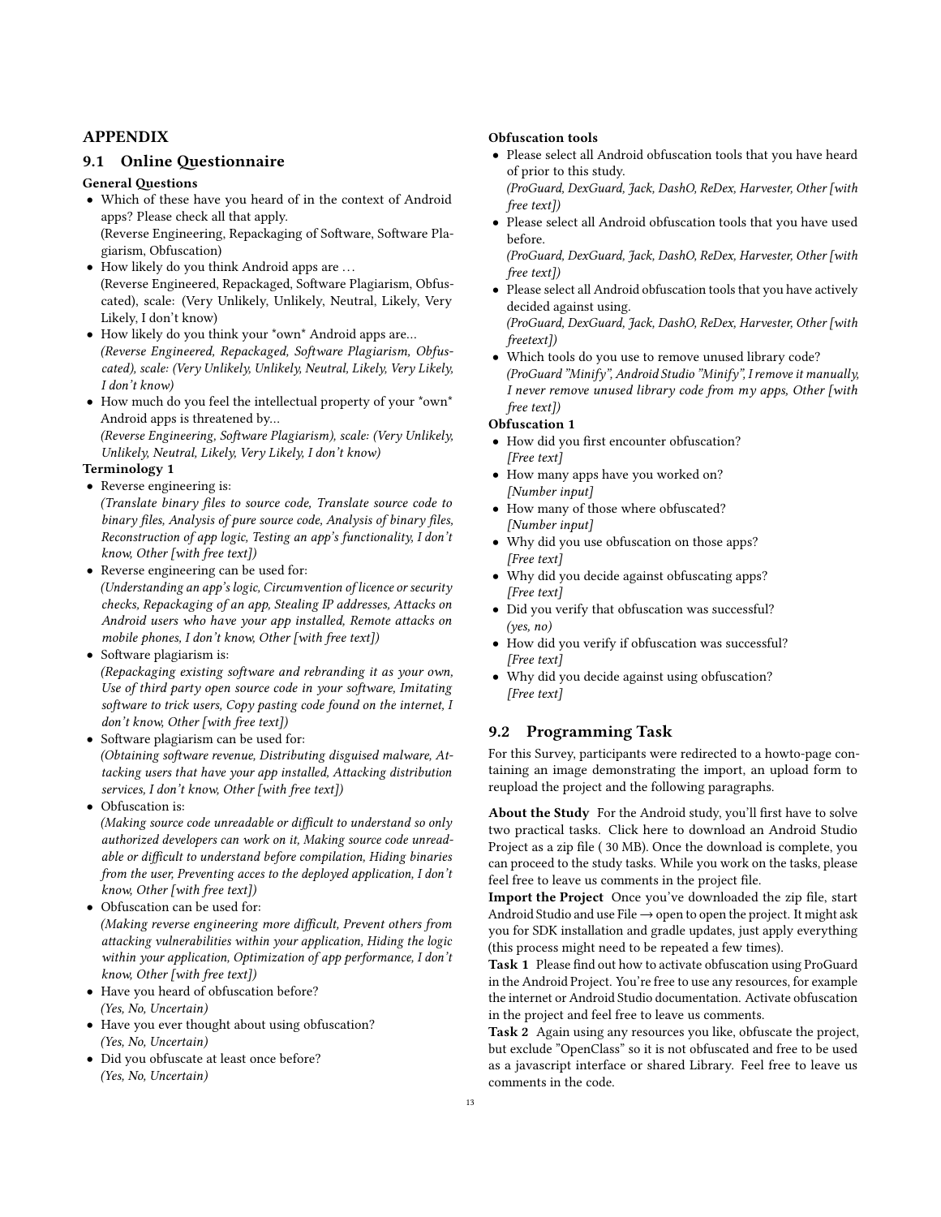# APPENDIX

## 9.1 Online Questionnaire

**General Questions**

- Which of these have you heard of in the context of Android apps? Please check all that apply.
  (Reverse Engineering, Repackaging of Software, Software Plagiarism, Obfuscation)
- How likely do you think Android apps are . . .
  (Reverse Engineered, Repackaged, Software Plagiarism, Obfuscated), scale: (Very Unlikely, Unlikely, Neutral, Likely, Very Likely, I don't know)
- How likely do you think your *own* Android apps are...
  *(Reverse Engineered, Repackaged, Software Plagiarism, Obfuscated), scale: (Very Unlikely, Unlikely, Neutral, Likely, Very Likely, I don't know)*
- How much do you feel the intellectual property of your *own* Android apps is threatened by...
  *(Reverse Engineering, Software Plagiarism), scale: (Very Unlikely, Unlikely, Neutral, Likely, Very Likely, I don't know)*

**Terminology 1**

- Reverse engineering is:
  *(Translate binary files to source code, Translate source code to binary files, Analysis of pure source code, Analysis of binary files, Reconstruction of app logic, Testing an app's functionality, I don't know, Other [with free text])*
- Reverse engineering can be used for:
  *(Understanding an app's logic, Circumvention of licence or security checks, Repackaging of an app, Stealing IP addresses, Attacks on Android users who have your app installed, Remote attacks on mobile phones, I don't know, Other [with free text])*
- Software plagiarism is:
  *(Repackaging existing software and rebranding it as your own, Use of third party open source code in your software, Imitating software to trick users, Copy pasting code found on the internet, I don't know, Other [with free text])*
- Software plagiarism can be used for:
  *(Obtaining software revenue, Distributing disguised malware, Attacking users that have your app installed, Attacking distribution services, I don't know, Other [with free text])*
- Obfuscation is:
  *(Making source code unreadable or difficult to understand so only authorized developers can work on it, Making source code unreadable or difficult to understand before compilation, Hiding binaries from the user, Preventing acces to the deployed application, I don't know, Other [with free text])*
- Obfuscation can be used for:
  *(Making reverse engineering more difficult, Prevent others from attacking vulnerabilities within your application, Hiding the logic within your application, Optimization of app performance, I don't know, Other [with free text])*
- Have you heard of obfuscation before?
  *(Yes, No, Uncertain)*
- Have you ever thought about using obfuscation?
  *(Yes, No, Uncertain)*
- Did you obfuscate at least once before?
  *(Yes, No, Uncertain)*

**Obfuscation tools**

- Please select all Android obfuscation tools that you have heard of prior to this study.
  *(ProGuard, DexGuard, Jack, DashO, ReDex, Harvester, Other [with free text])*
- Please select all Android obfuscation tools that you have used before.
  *(ProGuard, DexGuard, Jack, DashO, ReDex, Harvester, Other [with free text])*
- Please select all Android obfuscation tools that you have actively decided against using.
  *(ProGuard, DexGuard, Jack, DashO, ReDex, Harvester, Other [with freetext])*
- Which tools do you use to remove unused library code?
  *(ProGuard "Minify", Android Studio "Minify", I remove it manually, I never remove unused library code from my apps, Other [with free text])*

**Obfuscation 1**

- How did you first encounter obfuscation?
  *[Free text]*
- How many apps have you worked on?
  *[Number input]*
- How many of those where obfuscated?
  *[Number input]*
- Why did you use obfuscation on those apps?
  *[Free text]*
- Why did you decide against obfuscating apps?
  *[Free text]*
- Did you verify that obfuscation was successful?
  *(yes, no)*
- How did you verify if obfuscation was successful?
  *[Free text]*
- Why did you decide against using obfuscation?
  *[Free text]*

## 9.2 Programming Task

For this Survey, participants were redirected to a howto-page containing an image demonstrating the import, an upload form to reupload the project and the following paragraphs.

**About the Study** For the Android study, you'll first have to solve two practical tasks. Click here to download an Android Studio Project as a zip file ( 30 MB). Once the download is complete, you can proceed to the study tasks. While you work on the tasks, please feel free to leave us comments in the project file.

**Import the Project** Once you've downloaded the zip file, start Android Studio and use File → open to open the project. It might ask you for SDK installation and gradle updates, just apply everything (this process might need to be repeated a few times).

**Task 1** Please find out how to activate obfuscation using ProGuard in the Android Project. You're free to use any resources, for example the internet or Android Studio documentation. Activate obfuscation in the project and feel free to leave us comments.

**Task 2** Again using any resources you like, obfuscate the project, but exclude "OpenClass" so it is not obfuscated and free to be used as a javascript interface or shared Library. Feel free to leave us comments in the code.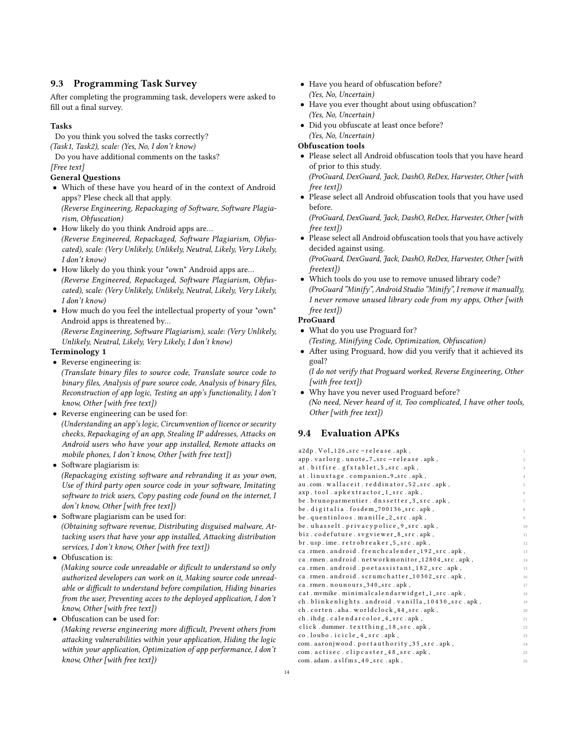## 9.3 Programming Task Survey

After completing the programming task, developers were asked to fill out a final survey.

**Tasks**

Do you think you solved the tasks correctly?
*(Task1, Task2), scale: (Yes, No, I don't know)*

Do you have additional comments on the tasks?
*[Free text]*

**General Questions**

- Which of these have you heard of in the context of Android apps? Plese check all that apply.
  *(Reverse Engineering, Repackaging of Software, Software Plagiarism, Obfuscation)*
- How likely do you think Android apps are...
  *(Reverse Engineered, Repackaged, Software Plagiarism, Obfuscated), scale: (Very Unlikely, Unlikely, Neutral, Likely, Very Likely, I don't know)*
- How likely do you think your *own* Android apps are...
  *(Reverse Engineered, Repackaged, Software Plagiarism, Obfuscated), scale: (Very Unlikely, Unlikely, Neutral, Likely, Very Likely, I don't know)*
- How much do you feel the intellectual property of your *own* Android apps is threatened by...
  *(Reverse Engineering, Software Plagiarism), scale: (Very Unlikely, Unlikely, Neutral, Likely, Very Likely, I don't know)*

**Terminology 1**

- Reverse engineering is:
  *(Translate binary files to source code, Translate source code to binary files, Analysis of pure source code, Analysis of binary files, Reconstruction of app logic, Testing an app's functionality, I don't know, Other [with free text])*
- Reverse engineering can be used for:
  *(Understanding an app's logic, Circumvention of licence or security checks, Repackaging of an app, Stealing IP addresses, Attacks on Android users who have your app installed, Remote attacks on mobile phones, I don't know, Other [with free text])*
- Software plagiarism is:
  *(Repackaging existing software and rebranding it as your own, Use of third party open source code in your software, Imitating software to trick users, Copy pasting code found on the internet, I don't know, Other [with free text])*
- Software plagiarism can be used for:
  *(Obtaining software revenue, Distributing disguised malware, Attacking users that have your app installed, Attacking distribution services, I don't know, Other [with free text])*
- Obfuscation is:
  *(Making source code unreadable or dificult to understand so only authorized developers can work on it, Making source code unreadable or difficult to understand before compilation, Hiding binaries from the user, Preventing acces to the deployed application, I don't know, Other [with free text])*
- Obfuscation can be used for:
  *(Making reverse engineering more difficult, Prevent others from attacking vulnerabilities within your application, Hiding the logic within your application, Optimization of app performance, I don't know, Other [with free text])*
- Have you heard of obfuscation before?
  *(Yes, No, Uncertain)*
- Have you ever thought about using obfuscation?
  *(Yes, No, Uncertain)*
- Did you obfuscate at least once before?
  *(Yes, No, Uncertain)*

**Obfuscation tools**

- Please select all Android obfuscation tools that you have heard of prior to this study.
  *(ProGuard, DexGuard, Jack, DashO, ReDex, Harvester, Other [with free text])*
- Please select all Android obfuscation tools that you have used before.
  *(ProGuard, DexGuard, Jack, DashO, ReDex, Harvester, Other [with free text])*
- Please select all Android obfuscation tools that you have actively decided against using.
  *(ProGuard, DexGuard, Jack, DashO, ReDex, Harvester, Other [with freetext])*
- Which tools do you use to remove unused library code?
  *(ProGuard "Minify", Android Studio "Minify", I remove it manually, I never remove unused library code from my apps, Other [with free text])*

**ProGuard**

- What do you use Proguard for?
  *(Testing, Minifying Code, Optimization, Obfuscation)*
- After using Proguard, how did you verify that it achieved its goal?
  *(I do not verify that Proguard worked, Reverse Engineering, Other [with free text])*
- Why have you never used Proguard before?
  *(No need, Never heard of it, Too complicated, I have other tools, Other [with free text])*

## 9.4 Evaluation APKs

```
a2dp.Vol_126_src-release.apk,
app.varlorg.unote_7_src-release.apk,
at.bitfire.gfxtablet_5_src.apk,
at.linuxtage.companion_9_src.apk,
au.com.wallaceit.reddinator_52_src.apk,
axp.tool.apkextractor_1_src.apk,
be.brunoparmentier.dnssetter_3_src.apk,
be.digitalia.fosdem_700136_src.apk,
be.quentinloos.manille_2_src.apk,
be.uhasselt.privacypolice_9_src.apk,
biz.codefuture.svgviewer_8_src.apk,
br.usp.ime.retrobreaker_5_src.apk,
ca.rmen.android.frenchcalender_192_src.apk,
ca.rmen.android.networkmonitor_12804_src.apk,
ca.rmen.android.poetassistant_182_src.apk,
ca.rmen.android.scrumchatter_10302_src.apk,
ca.rmen.nounours_340_src.apk,
cat.mvmike.minimalcalendarwidget_1_src.apk,
ch.blinkenlights.android.vanilla_10430_src.apk,
ch.corten.aha.worldclock_44_src.apk,
ch.ihdg.calendarcolor_4_src.apk,
click.dummer.textthing_18_src.apk,
co.loubo.icicle_4_src.apk,
com.aaronjwood.portauthority_35_src.apk,
com.actisec.clipcaster_48_src.apk,
com.adam.aslfms_40_src.apk,
```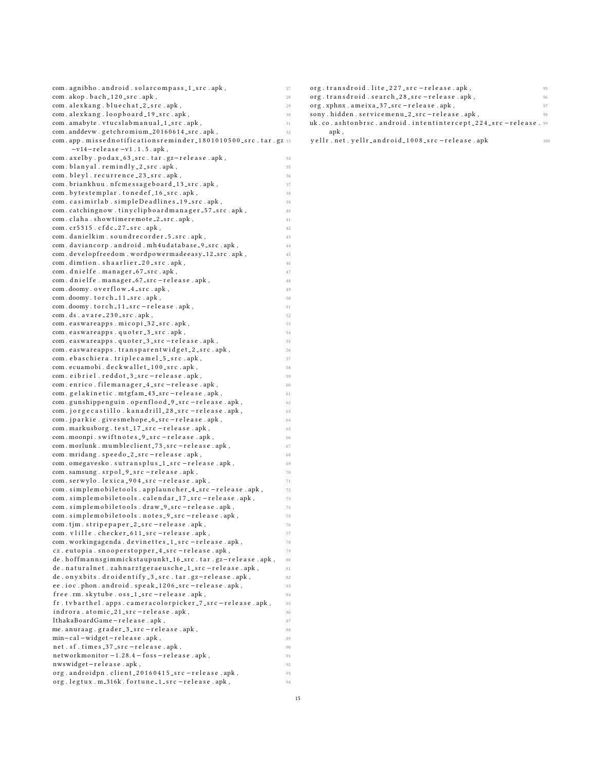```
com.agnibho.android.solarcompass_1_src.apk,
com.akop.bach_120_src.apk,
com.alexkang.bluechat_2_src.apk,
com.alexkang.loopboard_19_src.apk,
com.amabyte.vtucslabmanual_1_src.apk,
com.anddevw.getchromium_20160614_src.apk,
com.app.missednotificationsreminder_1801010500_src.tar.gz
    -v14-release-v1.1.5.apk,
com.axelby.podax_63_src.tar.gz-release.apk,
com.blanyal.remindly_2_src.apk,
com.bleyl.recurrence_23_src.apk,
com.briankhuu.nfcmessageboard_13_src.apk,
com.bytestemplar.tonedef_16_src.apk,
com.casimirlab.simpleDeadlines_19_src.apk,
com.catchingnow.tinyclipboardmanager_57_src.apk,
com.claha.showtimeremote_2_src.apk,
com.cr5315.cfdc_27_src.apk,
com.danielkim.soundrecorder_5_src.apk,
com.daviancorp.android.mh4udatabase_9_src.apk,
com.developfreedom.wordpowermadeeasy_12_src.apk,
com.dimtion.shaarlier_20_src.apk,
com.dnielfe.manager_67_src.apk,
com.dnielfe.manager_67_src-release.apk,
com.doomy.overflow_4_src.apk,
com.doomy.torch_11_src.apk,
com.doomy.torch_11_src-release.apk,
com.ds.avare_230_src.apk,
com.easwareapps.micopi_32_src.apk,
com.easwareapps.quoter_3_src.apk,
com.easwareapps.quoter_3_src-release.apk,
com.easwareapps.transparentwidget_2_src.apk,
com.ebaschiera.triplecamel_5_src.apk,
com.ecuamobi.deckwallet_100_src.apk,
com.eibriel.reddot_3_src-release.apk,
com.enrico.filemanager_4_src-release.apk,
com.gelakinetic.mtgfam_43_src-release.apk,
com.gunshippenguin.openflood_9_src-release.apk,
com.jorgecastillo.kanadrill_28_src-release.apk,
com.jparkie.givesmehope_6_src-release.apk,
com.markusborg.test_17_src-release.apk,
com.moonpi.swiftnotes_9_src-release.apk,
com.morlunk.mumbleclient_73_src-release.apk,
com.mridang.speedo_2_src-release.apk,
com.omegavesko.sutransplus_1_src-release.apk,
com.samsung.srpol_9_src-release.apk,
com.serwylo.lexica_904_src-release.apk,
com.simplemobiletools.applauncher_4_src-release.apk,
com.simplemobiletools.calendar_17_src-release.apk,
com.simplemobiletools.draw_9_src-release.apk,
com.simplemobiletools.notes_9_src-release.apk,
com.tjm.stripepaper_2_src-release.apk,
com.vlille.checker_611_src-release.apk,
com.workingagenda.devinettes_1_src-release.apk,
cz.eutopia.snooperstopper_4_src-release.apk,
de.hoffmannsgimmickstaupunkt_16_src.tar.gz-release.apk,
de.naturalnet.zahnarztgeraeusche_1_src-release.apk,
de.onyxbits.droidentify_3_src.tar.gz-release.apk,
ee.ioc.phon.android.speak_1206_src-release.apk,
free.rm.skytube.oss_1_src-release.apk,
fr.tvbarthel.apps.cameracolorpicker_7_src-release.apk,
indrora.atomic_21_src-release.apk,
IthakaBoardGame-release.apk,
me.anuraag.grader_3_src-release.apk,
min-cal-widget-release.apk,
net.sf.times_37_src-release.apk,
networkmonitor-1.28.4-foss-release.apk,
nwswidget-release.apk,
org.androidpn.client_20160415_src-release.apk,
org.legtux.m_316k.fortune_1_src-release.apk,
org.transdroid.lite_227_src-release.apk,
org.transdroid.search_28_src-release.apk,
org.xphnx.ameixa_37_src-release.apk,
sony.hidden.servicemenu_2_src-release.apk,
uk.co.ashtonbrsc.android.intentintercept_224_src-release.
    apk,
yellr.net.yellr_android_1008_src-release.apk
```